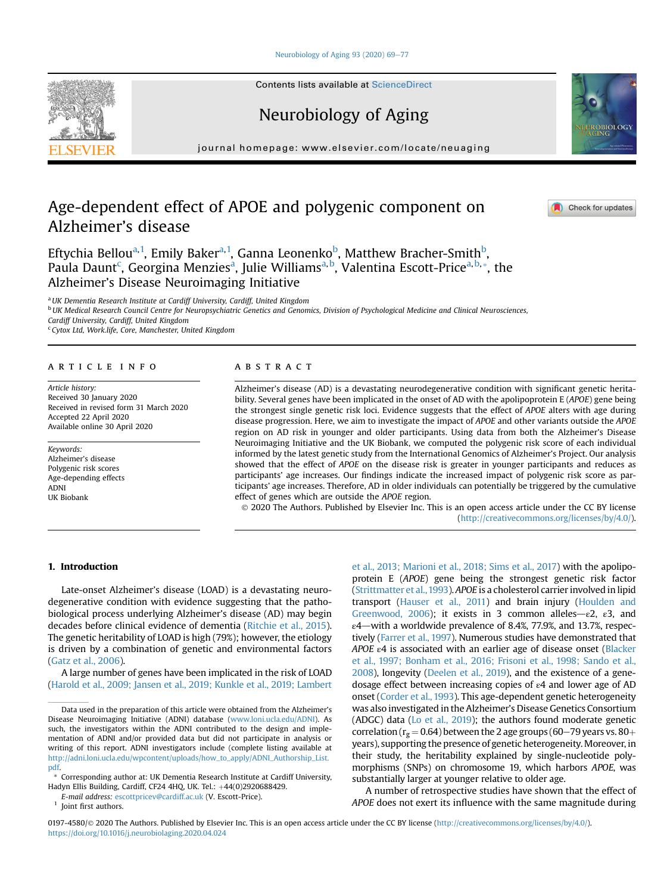# Age-dependent effect of APOE and polygenic component on Alzheimer's disease

Eftychia Bellou[a,1], Emily Baker[a,1], Ganna Leonenko[b], Matthew Bracher-Smith[b], Paula Daunt[c], Georgina Menzies[a], Julie Williams[a,b], Valentina Escott-Price[a,b,*], the Alzheimer's Disease Neuroimaging Initiative

[a] UK Dementia Research Institute at Cardiff University, Cardiff, United Kingdom
[b] UK Medical Research Council Centre for Neuropsychiatric Genetics and Genomics, Division of Psychological Medicine and Clinical Neurosciences, Cardiff University, Cardiff, United Kingdom
[c] Cytox Ltd, Work.life, Core, Manchester, United Kingdom

## ARTICLE INFO

*Article history:*
Received 30 January 2020
Received in revised form 31 March 2020
Accepted 22 April 2020
Available online 30 April 2020

*Keywords:*
Alzheimer's disease
Polygenic risk scores
Age-depending effects
ADNI
UK Biobank

## ABSTRACT

Alzheimer's disease (AD) is a devastating neurodegenerative condition with significant genetic heritability. Several genes have been implicated in the onset of AD with the apolipoprotein E (*APOE*) gene being the strongest single genetic risk loci. Evidence suggests that the effect of *APOE* alters with age during disease progression. Here, we aim to investigate the impact of *APOE* and other variants outside the *APOE* region on AD risk in younger and older participants. Using data from both the Alzheimer's Disease Neuroimaging Initiative and the UK Biobank, we computed the polygenic risk score of each individual informed by the latest genetic study from the International Genomics of Alzheimer's Project. Our analysis showed that the effect of *APOE* on the disease risk is greater in younger participants and reduces as participants' age increases. Our findings indicate the increased impact of polygenic risk score as participants' age increases. Therefore, AD in older individuals can potentially be triggered by the cumulative effect of genes which are outside the *APOE* region.

© 2020 The Authors. Published by Elsevier Inc. This is an open access article under the CC BY license (http://creativecommons.org/licenses/by/4.0/).

## 1. Introduction

Late-onset Alzheimer's disease (LOAD) is a devastating neurodegenerative condition with evidence suggesting that the pathobiological process underlying Alzheimer's disease (AD) may begin decades before clinical evidence of dementia (Ritchie et al., 2015). The genetic heritability of LOAD is high (79%); however, the etiology is driven by a combination of genetic and environmental factors (Gatz et al., 2006).

A large number of genes have been implicated in the risk of LOAD (Harold et al., 2009; Jansen et al., 2019; Kunkle et al., 2019; Lambert et al., 2013; Marioni et al., 2018; Sims et al., 2017) with the apolipoprotein E (*APOE*) gene being the strongest genetic risk factor (Strittmatter et al., 1993). *APOE* is a cholesterol carrier involved in lipid transport (Hauser et al., 2011) and brain injury (Houlden and Greenwood, 2006); it exists in 3 common alleles—ε2, ε3, and ε4—with a worldwide prevalence of 8.4%, 77.9%, and 13.7%, respectively (Farrer et al., 1997). Numerous studies have demonstrated that *APOE* ε4 is associated with an earlier age of disease onset (Blacker et al., 1997; Bonham et al., 2016; Frisoni et al., 1998; Sando et al., 2008), longevity (Deelen et al., 2019), and the existence of a gene-dosage effect between increasing copies of ε4 and lower age of AD onset (Corder et al., 1993). This age-dependent genetic heterogeneity was also investigated in the Alzheimer's Disease Genetics Consortium (ADGC) data (Lo et al., 2019); the authors found moderate genetic correlation ($r_g = 0.64$) between the 2 age groups (60–79 years vs. 80+ years), supporting the presence of genetic heterogeneity. Moreover, in their study, the heritability explained by single-nucleotide polymorphisms (SNPs) on chromosome 19, which harbors *APOE*, was substantially larger at younger relative to older age.

A number of retrospective studies have shown that the effect of *APOE* does not exert its influence with the same magnitude during

---

Data used in the preparation of this article were obtained from the Alzheimer's Disease Neuroimaging Initiative (ADNI) database (www.loni.ucla.edu/ADNI). As such, the investigators within the ADNI contributed to the design and implementation of ADNI and/or provided data but did not participate in analysis or writing of this report. ADNI investigators include (complete listing available at http://adni.loni.ucla.edu/wpcontent/uploads/how_to_apply/ADNI_Authorship_List.pdf).

* Corresponding author at: UK Dementia Research Institute at Cardiff University, Hadyn Ellis Building, Cardiff, CF24 4HQ, UK. Tel.: +44(0)2920688429.
*E-mail address:* escottpricev@cardiff.ac.uk (V. Escott-Price).
[1] Joint first authors.

0197-4580/© 2020 The Authors. Published by Elsevier Inc. This is an open access article under the CC BY license (http://creativecommons.org/licenses/by/4.0/).
https://doi.org/10.1016/j.neurobiolaging.2020.04.024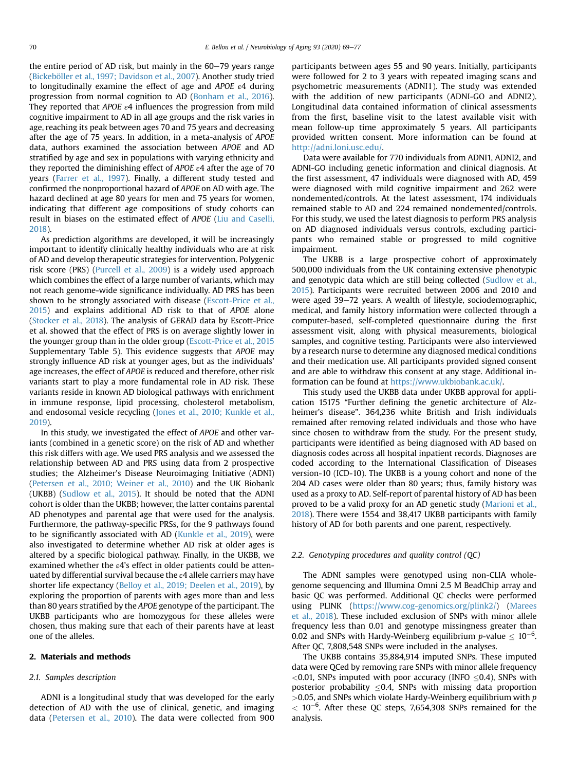the entire period of AD risk, but mainly in the 60–79 years range (Bickeböller et al., 1997; Davidson et al., 2007). Another study tried to longitudinally examine the effect of age and *APOE* ε4 during progression from normal cognition to AD (Bonham et al., 2016). They reported that *APOE* ε4 influences the progression from mild cognitive impairment to AD in all age groups and the risk varies in age, reaching its peak between ages 70 and 75 years and decreasing after the age of 75 years. In addition, in a meta-analysis of *APOE* data, authors examined the association between *APOE* and AD stratified by age and sex in populations with varying ethnicity and they reported the diminishing effect of *APOE* ε4 after the age of 70 years (Farrer et al., 1997). Finally, a different study tested and confirmed the nonproportional hazard of *APOE* on AD with age. The hazard declined at age 80 years for men and 75 years for women, indicating that different age compositions of study cohorts can result in biases on the estimated effect of *APOE* (Liu and Caselli, 2018).

As prediction algorithms are developed, it will be increasingly important to identify clinically healthy individuals who are at risk of AD and develop therapeutic strategies for intervention. Polygenic risk score (PRS) (Purcell et al., 2009) is a widely used approach which combines the effect of a large number of variants, which may not reach genome-wide significance individually. AD PRS has been shown to be strongly associated with disease (Escott-Price et al., 2015) and explains additional AD risk to that of *APOE* alone (Stocker et al., 2018). The analysis of GERAD data by Escott-Price et al. showed that the effect of PRS is on average slightly lower in the younger group than in the older group (Escott-Price et al., 2015 Supplementary Table 5). This evidence suggests that *APOE* may strongly influence AD risk at younger ages, but as the individuals' age increases, the effect of *APOE* is reduced and therefore, other risk variants start to play a more fundamental role in AD risk. These variants reside in known AD biological pathways with enrichment in immune response, lipid processing, cholesterol metabolism, and endosomal vesicle recycling (Jones et al., 2010; Kunkle et al., 2019).

In this study, we investigated the effect of *APOE* and other variants (combined in a genetic score) on the risk of AD and whether this risk differs with age. We used PRS analysis and we assessed the relationship between AD and PRS using data from 2 prospective studies; the Alzheimer's Disease Neuroimaging Initiative (ADNI) (Petersen et al., 2010; Weiner et al., 2010) and the UK Biobank (UKBB) (Sudlow et al., 2015). It should be noted that the ADNI cohort is older than the UKBB; however, the latter contains parental AD phenotypes and parental age that were used for the analysis. Furthermore, the pathway-specific PRSs, for the 9 pathways found to be significantly associated with AD (Kunkle et al., 2019), were also investigated to determine whether AD risk at older ages is altered by a specific biological pathway. Finally, in the UKBB, we examined whether the ε4's effect in older patients could be attenuated by differential survival because the ε4 allele carriers may have shorter life expectancy (Belloy et al., 2019; Deelen et al., 2019), by exploring the proportion of parents with ages more than and less than 80 years stratified by the *APOE* genotype of the participant. The UKBB participants who are homozygous for these alleles were chosen, thus making sure that each of their parents have at least one of the alleles.

## 2. Materials and methods

### 2.1. Samples description

ADNI is a longitudinal study that was developed for the early detection of AD with the use of clinical, genetic, and imaging data (Petersen et al., 2010). The data were collected from 900 participants between ages 55 and 90 years. Initially, participants were followed for 2 to 3 years with repeated imaging scans and psychometric measurements (ADNI1). The study was extended with the addition of new participants (ADNI-GO and ADNI2). Longitudinal data contained information of clinical assessments from the first, baseline visit to the latest available visit with mean follow-up time approximately 5 years. All participants provided written consent. More information can be found at http://adni.loni.usc.edu/.

Data were available for 770 individuals from ADNI1, ADNI2, and ADNI-GO including genetic information and clinical diagnosis. At the first assessment, 47 individuals were diagnosed with AD, 459 were diagnosed with mild cognitive impairment and 262 were nondemented/controls. At the latest assessment, 174 individuals remained stable to AD and 224 remained nondemented/controls. For this study, we used the latest diagnosis to perform PRS analysis on AD diagnosed individuals versus controls, excluding participants who remained stable or progressed to mild cognitive impairment.

The UKBB is a large prospective cohort of approximately 500,000 individuals from the UK containing extensive phenotypic and genotypic data which are still being collected (Sudlow et al., 2015). Participants were recruited between 2006 and 2010 and were aged 39–72 years. A wealth of lifestyle, sociodemographic, medical, and family history information were collected through a computer-based, self-completed questionnaire during the first assessment visit, along with physical measurements, biological samples, and cognitive testing. Participants were also interviewed by a research nurse to determine any diagnosed medical conditions and their medication use. All participants provided signed consent and are able to withdraw this consent at any stage. Additional information can be found at https://www.ukbiobank.ac.uk/.

This study used the UKBB data under UKBB approval for application 15175 "Further defining the genetic architecture of Alzheimer's disease". 364,236 white British and Irish individuals remained after removing related individuals and those who have since chosen to withdraw from the study. For the present study, participants were identified as being diagnosed with AD based on diagnosis codes across all hospital inpatient records. Diagnoses are coded according to the International Classification of Diseases version-10 (ICD-10). The UKBB is a young cohort and none of the 204 AD cases were older than 80 years; thus, family history was used as a proxy to AD. Self-report of parental history of AD has been proved to be a valid proxy for an AD genetic study (Marioni et al., 2018). There were 1554 and 38,417 UKBB participants with family history of AD for both parents and one parent, respectively.

### 2.2. Genotyping procedures and quality control (QC)

The ADNI samples were genotyped using non-CLIA whole-genome sequencing and Illumina Omni 2.5 M BeadChip array and basic QC was performed. Additional QC checks were performed using PLINK (https://www.cog-genomics.org/plink2/) (Marees et al., 2018). These included exclusion of SNPs with minor allele frequency less than 0.01 and genotype missingness greater than 0.02 and SNPs with Hardy-Weinberg equilibrium $p$-value $\leq 10^{-6}$. After QC, 7,808,548 SNPs were included in the analyses.

The UKBB contains 35,884,914 imputed SNPs. These imputed data were QCed by removing rare SNPs with minor allele frequency $<0.01$, SNPs imputed with poor accuracy (INFO $\leq 0.4$), SNPs with posterior probability $\leq 0.4$, SNPs with missing data proportion $>0.05$, and SNPs which violate Hardy-Weinberg equilibrium with $p < 10^{-6}$. After these QC steps, 7,654,308 SNPs remained for the analysis.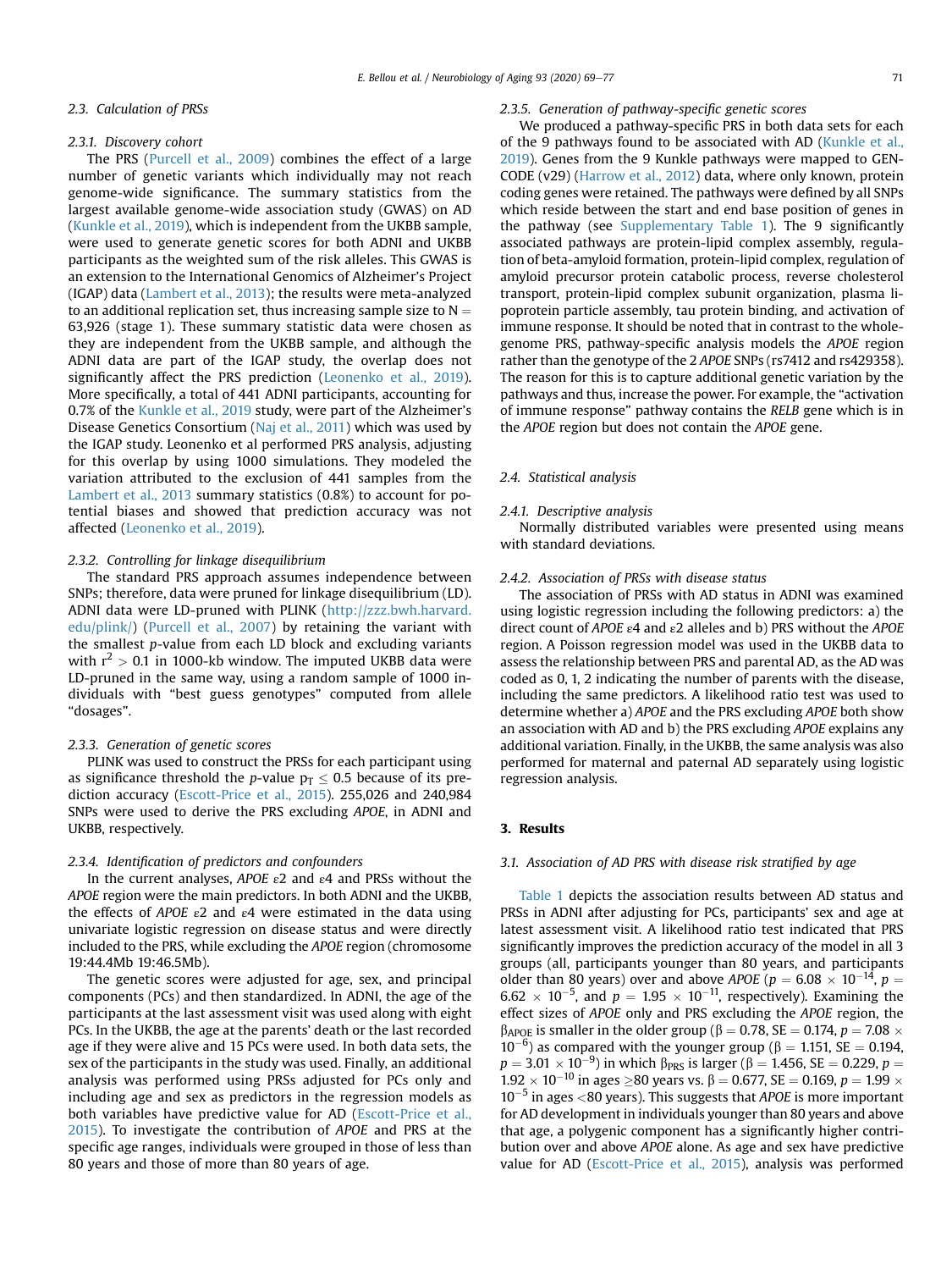### 2.3. Calculation of PRSs

#### 2.3.1. Discovery cohort

The PRS (Purcell et al., 2009) combines the effect of a large number of genetic variants which individually may not reach genome-wide significance. The summary statistics from the largest available genome-wide association study (GWAS) on AD (Kunkle et al., 2019), which is independent from the UKBB sample, were used to generate genetic scores for both ADNI and UKBB participants as the weighted sum of the risk alleles. This GWAS is an extension to the International Genomics of Alzheimer's Project (IGAP) data (Lambert et al., 2013); the results were meta-analyzed to an additional replication set, thus increasing sample size to N = 63,926 (stage 1). These summary statistic data were chosen as they are independent from the UKBB sample, and although the ADNI data are part of the IGAP study, the overlap does not significantly affect the PRS prediction (Leonenko et al., 2019). More specifically, a total of 441 ADNI participants, accounting for 0.7% of the Kunkle et al., 2019 study, were part of the Alzheimer's Disease Genetics Consortium (Naj et al., 2011) which was used by the IGAP study. Leonenko et al performed PRS analysis, adjusting for this overlap by using 1000 simulations. They modeled the variation attributed to the exclusion of 441 samples from the Lambert et al., 2013 summary statistics (0.8%) to account for potential biases and showed that prediction accuracy was not affected (Leonenko et al., 2019).

#### 2.3.2. Controlling for linkage disequilibrium

The standard PRS approach assumes independence between SNPs; therefore, data were pruned for linkage disequilibrium (LD). ADNI data were LD-pruned with PLINK (http://zzz.bwh.harvard.edu/plink/) (Purcell et al., 2007) by retaining the variant with the smallest p-value from each LD block and excluding variants with $r^2 > 0.1$ in 1000-kb window. The imputed UKBB data were LD-pruned in the same way, using a random sample of 1000 individuals with "best guess genotypes" computed from allele "dosages".

#### 2.3.3. Generation of genetic scores

PLINK was used to construct the PRSs for each participant using as significance threshold the p-value $p_T \leq 0.5$ because of its prediction accuracy (Escott-Price et al., 2015). 255,026 and 240,984 SNPs were used to derive the PRS excluding *APOE*, in ADNI and UKBB, respectively.

#### 2.3.4. Identification of predictors and confounders

In the current analyses, *APOE* ε2 and ε4 and PRSs without the *APOE* region were the main predictors. In both ADNI and the UKBB, the effects of *APOE* ε2 and ε4 were estimated in the data using univariate logistic regression on disease status and were directly included to the PRS, while excluding the *APOE* region (chromosome 19:44.4Mb 19:46.5Mb).

The genetic scores were adjusted for age, sex, and principal components (PCs) and then standardized. In ADNI, the age of the participants at the last assessment visit was used along with eight PCs. In the UKBB, the age at the parents' death or the last recorded age if they were alive and 15 PCs were used. In both data sets, the sex of the participants in the study was used. Finally, an additional analysis was performed using PRSs adjusted for PCs only and including age and sex as predictors in the regression models as both variables have predictive value for AD (Escott-Price et al., 2015). To investigate the contribution of *APOE* and PRS at the specific age ranges, individuals were grouped in those of less than 80 years and those of more than 80 years of age.

#### 2.3.5. Generation of pathway-specific genetic scores

We produced a pathway-specific PRS in both data sets for each of the 9 pathways found to be associated with AD (Kunkle et al., 2019). Genes from the 9 Kunkle pathways were mapped to GENCODE (v29) (Harrow et al., 2012) data, where only known, protein coding genes were retained. The pathways were defined by all SNPs which reside between the start and end base position of genes in the pathway (see Supplementary Table 1). The 9 significantly associated pathways are protein-lipid complex assembly, regulation of beta-amyloid formation, protein-lipid complex, regulation of amyloid precursor protein catabolic process, reverse cholesterol transport, protein-lipid complex subunit organization, plasma lipoprotein particle assembly, tau protein binding, and activation of immune response. It should be noted that in contrast to the whole-genome PRS, pathway-specific analysis models the *APOE* region rather than the genotype of the 2 *APOE* SNPs (rs7412 and rs429358). The reason for this is to capture additional genetic variation by the pathways and thus, increase the power. For example, the "activation of immune response" pathway contains the *RELB* gene which is in the *APOE* region but does not contain the *APOE* gene.

### 2.4. Statistical analysis

#### 2.4.1. Descriptive analysis

Normally distributed variables were presented using means with standard deviations.

#### 2.4.2. Association of PRSs with disease status

The association of PRSs with AD status in ADNI was examined using logistic regression including the following predictors: a) the direct count of *APOE* ε4 and ε2 alleles and b) PRS without the *APOE* region. A Poisson regression model was used in the UKBB data to assess the relationship between PRS and parental AD, as the AD was coded as 0, 1, 2 indicating the number of parents with the disease, including the same predictors. A likelihood ratio test was used to determine whether a) *APOE* and the PRS excluding *APOE* both show an association with AD and b) the PRS excluding *APOE* explains any additional variation. Finally, in the UKBB, the same analysis was also performed for maternal and paternal AD separately using logistic regression analysis.

## 3. Results

### 3.1. Association of AD PRS with disease risk stratified by age

Table 1 depicts the association results between AD status and PRSs in ADNI after adjusting for PCs, participants' sex and age at latest assessment visit. A likelihood ratio test indicated that PRS significantly improves the prediction accuracy of the model in all 3 groups (all, participants younger than 80 years, and participants older than 80 years) over and above *APOE* ($p = 6.08 \times 10^{-14}$, $p = 6.62 \times 10^{-5}$, and $p = 1.95 \times 10^{-11}$, respectively). Examining the effect sizes of *APOE* only and PRS excluding the *APOE* region, the $\beta_{APOE}$ is smaller in the older group ($\beta = 0.78$, SE = 0.174, $p = 7.08 \times 10^{-6}$) as compared with the younger group ($\beta = 1.151$, SE = 0.194, $p = 3.01 \times 10^{-9}$) in which $\beta_{PRS}$ is larger ($\beta = 1.456$, SE = 0.229, $p = 1.92 \times 10^{-10}$ in ages ≥80 years vs. $\beta = 0.677$, SE = 0.169, $p = 1.99 \times 10^{-5}$ in ages <80 years). This suggests that *APOE* is more important for AD development in individuals younger than 80 years and above that age, a polygenic component has a significantly higher contribution over and above *APOE* alone. As age and sex have predictive value for AD (Escott-Price et al., 2015), analysis was performed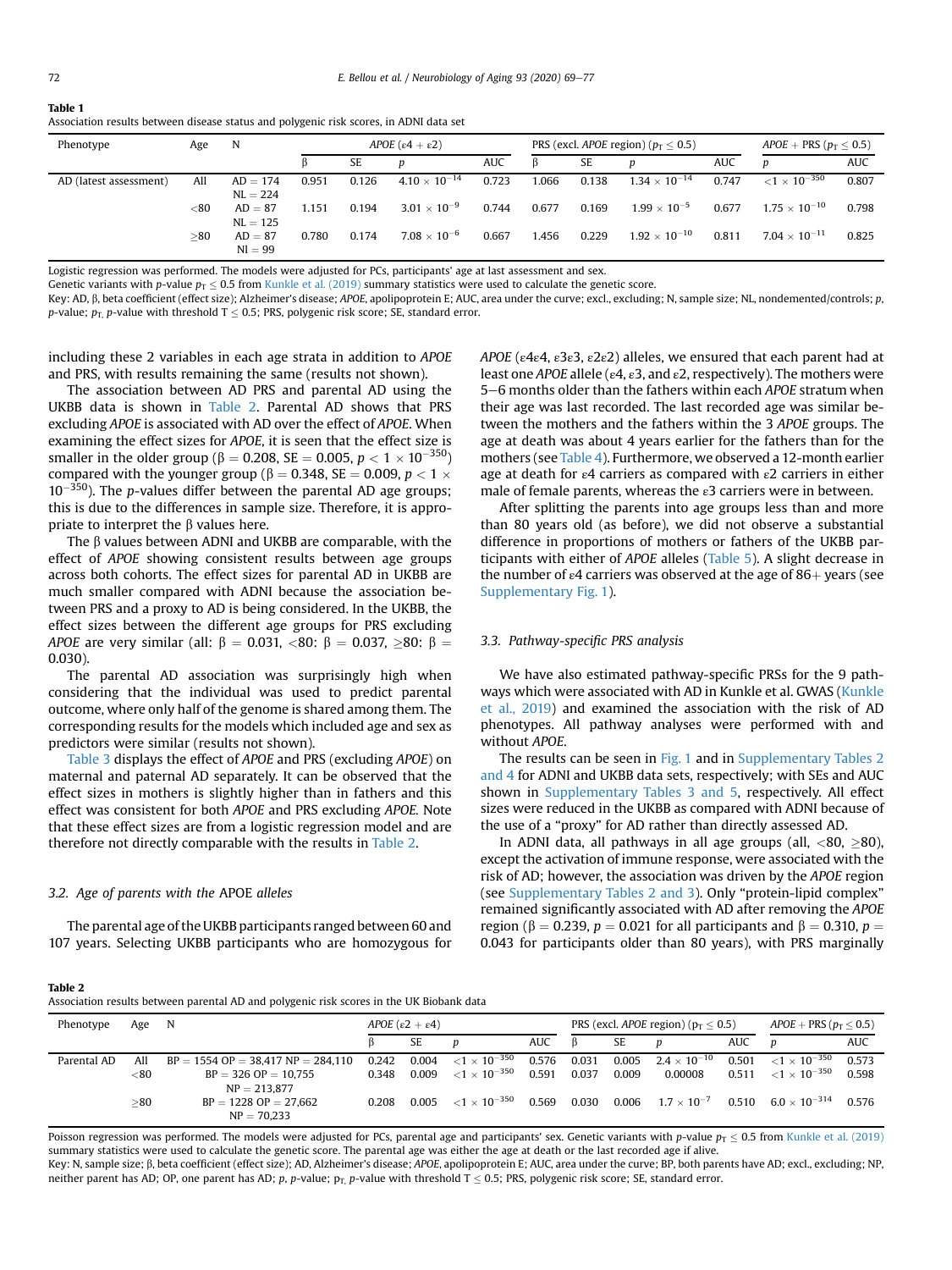**Table 1**
Association results between disease status and polygenic risk scores, in ADNI data set

| Phenotype | Age | N | *APOE* (ε4 + ε2) | | | | PRS (excl. *APOE* region) ($p_T \leq 0.5$) | | | | *APOE* + PRS ($p_T \leq 0.5$) | |
|---|---|---|---|---|---|---|---|---|---|---|---|---|
| | | | β | SE | *p* | AUC | β | SE | *p* | AUC | *p* | AUC |
| AD (latest assessment) | All | AD = 174 NL = 224 | 0.951 | 0.126 | $4.10 \times 10^{-14}$ | 0.723 | 1.066 | 0.138 | $1.34 \times 10^{-14}$ | 0.747 | $<1 \times 10^{-350}$ | 0.807 |
| | <80 | AD = 87 NL = 125 | 1.151 | 0.194 | $3.01 \times 10^{-9}$ | 0.744 | 0.677 | 0.169 | $1.99 \times 10^{-5}$ | 0.677 | $1.75 \times 10^{-10}$ | 0.798 |
| | ≥80 | AD = 87 Nl = 99 | 0.780 | 0.174 | $7.08 \times 10^{-6}$ | 0.667 | 1.456 | 0.229 | $1.92 \times 10^{-10}$ | 0.811 | $7.04 \times 10^{-11}$ | 0.825 |

Logistic regression was performed. The models were adjusted for PCs, participants' age at last assessment and sex.
Genetic variants with *p*-value $p_T \leq 0.5$ from Kunkle et al. (2019) summary statistics were used to calculate the genetic score.
Key: AD, β, beta coefficient (effect size); Alzheimer's disease; *APOE*, apolipoprotein E; AUC, area under the curve; excl., excluding; N, sample size; NL, nondemented/controls; *p*, *p*-value; $p_T$, *p*-value with threshold $T \leq 0.5$; PRS, polygenic risk score; SE, standard error.

including these 2 variables in each age strata in addition to *APOE* and PRS, with results remaining the same (results not shown).

The association between AD PRS and parental AD using the UKBB data is shown in Table 2. Parental AD shows that PRS excluding *APOE* is associated with AD over the effect of *APOE*. When examining the effect sizes for *APOE*, it is seen that the effect size is smaller in the older group (β = 0.208, SE = 0.005, $p < 1 \times 10^{-350}$) compared with the younger group (β = 0.348, SE = 0.009, $p < 1 \times 10^{-350}$). The *p*-values differ between the parental AD age groups; this is due to the differences in sample size. Therefore, it is appropriate to interpret the β values here.

The β values between ADNI and UKBB are comparable, with the effect of *APOE* showing consistent results between age groups across both cohorts. The effect sizes for parental AD in UKBB are much smaller compared with ADNI because the association between PRS and a proxy to AD is being considered. In the UKBB, the effect sizes between the different age groups for PRS excluding *APOE* are very similar (all: β = 0.031, <80: β = 0.037, ≥80: β = 0.030).

The parental AD association was surprisingly high when considering that the individual was used to predict parental outcome, where only half of the genome is shared among them. The corresponding results for the models which included age and sex as predictors were similar (results not shown).

Table 3 displays the effect of *APOE* and PRS (excluding *APOE*) on maternal and paternal AD separately. It can be observed that the effect sizes in mothers is slightly higher than in fathers and this effect was consistent for both *APOE* and PRS excluding *APOE*. Note that these effect sizes are from a logistic regression model and are therefore not directly comparable with the results in Table 2.

### 3.2. Age of parents with the *APOE* alleles

The parental age of the UKBB participants ranged between 60 and 107 years. Selecting UKBB participants who are homozygous for *APOE* (ε4ε4, ε3ε3, ε2ε2) alleles, we ensured that each parent had at least one *APOE* allele (ε4, ε3, and ε2, respectively). The mothers were 5–6 months older than the fathers within each *APOE* stratum when their age was last recorded. The last recorded age was similar between the mothers and the fathers within the 3 *APOE* groups. The age at death was about 4 years earlier for the fathers than for the mothers (see Table 4). Furthermore, we observed a 12-month earlier age at death for ε4 carriers as compared with ε2 carriers in either male of female parents, whereas the ε3 carriers were in between.

After splitting the parents into age groups less than and more than 80 years old (as before), we did not observe a substantial difference in proportions of mothers or fathers of the UKBB participants with either of *APOE* alleles (Table 5). A slight decrease in the number of ε4 carriers was observed at the age of 86+ years (see Supplementary Fig. 1).

### 3.3. Pathway-specific PRS analysis

We have also estimated pathway-specific PRSs for the 9 pathways which were associated with AD in Kunkle et al. GWAS (Kunkle et al., 2019) and examined the association with the risk of AD phenotypes. All pathway analyses were performed with and without *APOE*.

The results can be seen in Fig. 1 and in Supplementary Tables 2 and 4 for ADNI and UKBB data sets, respectively; with SEs and AUC shown in Supplementary Tables 3 and 5, respectively. All effect sizes were reduced in the UKBB as compared with ADNI because of the use of a "proxy" for AD rather than directly assessed AD.

In ADNI data, all pathways in all age groups (all, <80, ≥80), except the activation of immune response, were associated with the risk of AD; however, the association was driven by the *APOE* region (see Supplementary Tables 2 and 3). Only "protein-lipid complex" remained significantly associated with AD after removing the *APOE* region (β = 0.239, *p* = 0.021 for all participants and β = 0.310, *p* = 0.043 for participants older than 80 years), with PRS marginally

**Table 2**
Association results between parental AD and polygenic risk scores in the UK Biobank data

| Phenotype | Age | N | *APOE* (ε2 + ε4) | | | | PRS (excl. *APOE* region) ($p_T \leq 0.5$) | | | | *APOE* + PRS ($p_T \leq 0.5$) | |
|---|---|---|---|---|---|---|---|---|---|---|---|---|
| | | | β | SE | *p* | AUC | β | SE | *p* | AUC | *p* | AUC |
| Parental AD | All | BP = 1554 OP = 38,417 NP = 284,110 | 0.242 | 0.004 | $<1 \times 10^{-350}$ | 0.576 | 0.031 | 0.005 | $2.4 \times 10^{-10}$ | 0.501 | $<1 \times 10^{-350}$ | 0.573 |
| | <80 | BP = 326 OP = 10,755 NP = 213,877 | 0.348 | 0.009 | $<1 \times 10^{-350}$ | 0.591 | 0.037 | 0.009 | 0.00008 | 0.511 | $<1 \times 10^{-350}$ | 0.598 |
| | ≥80 | BP = 1228 OP = 27,662 NP = 70,233 | 0.208 | 0.005 | $<1 \times 10^{-350}$ | 0.569 | 0.030 | 0.006 | $1.7 \times 10^{-7}$ | 0.510 | $6.0 \times 10^{-314}$ | 0.576 |

Poisson regression was performed. The models were adjusted for PCs, parental age and participants' sex. Genetic variants with *p*-value $p_T \leq 0.5$ from Kunkle et al. (2019) summary statistics were used to calculate the genetic score. The parental age was either the age at death or the last recorded age if alive.
Key: N, sample size; β, beta coefficient (effect size); AD, Alzheimer's disease; *APOE*, apolipoprotein E; AUC, area under the curve; BP, both parents have AD; excl., excluding; NP, neither parent has AD; OP, one parent has AD; *p*, *p*-value; $p_T$, *p*-value with threshold $T \leq 0.5$; PRS, polygenic risk score; SE, standard error.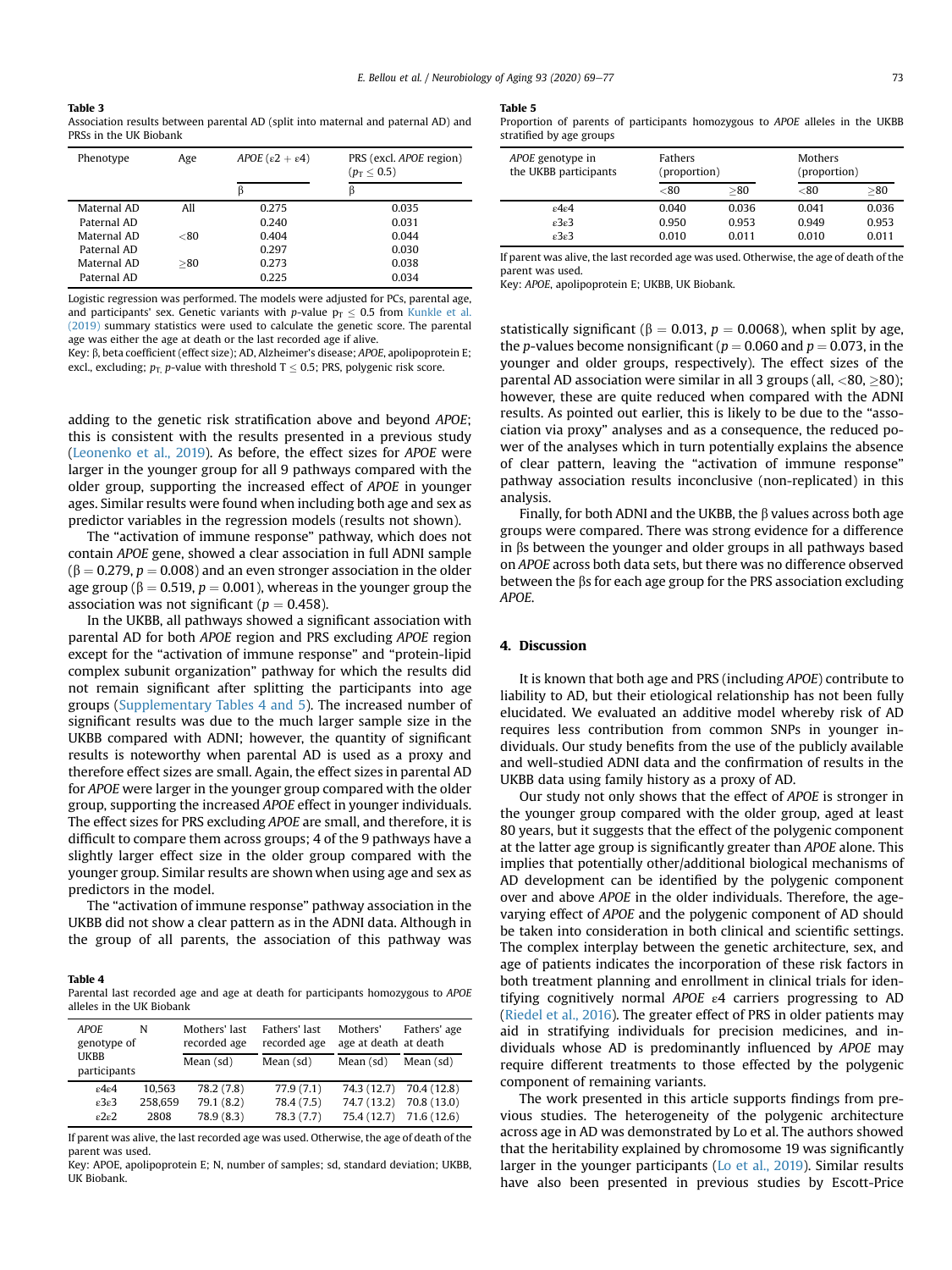**Table 3**
Association results between parental AD (split into maternal and paternal AD) and PRSs in the UK Biobank

| Phenotype | Age | APOE (ε2 + ε4) | PRS (excl. APOE region) ($p_T \leq 0.5$) |
|---|---|---|---|
| | | β | β |
| Maternal AD | All | 0.275 | 0.035 |
| Paternal AD | | 0.240 | 0.031 |
| Maternal AD | <80 | 0.404 | 0.044 |
| Paternal AD | | 0.297 | 0.030 |
| Maternal AD | ≥80 | 0.273 | 0.038 |
| Paternal AD | | 0.225 | 0.034 |

Logistic regression was performed. The models were adjusted for PCs, parental age, and participants' sex. Genetic variants with *p*-value $p_T \leq 0.5$ from Kunkle et al. (2019) summary statistics were used to calculate the genetic score. The parental age was either the age at death or the last recorded age if alive.
Key: β, beta coefficient (effect size); AD, Alzheimer's disease; *APOE*, apolipoprotein E; excl., excluding; $p_T$, *p*-value with threshold $T \leq 0.5$; PRS, polygenic risk score.

adding to the genetic risk stratification above and beyond *APOE*; this is consistent with the results presented in a previous study (Leonenko et al., 2019). As before, the effect sizes for *APOE* were larger in the younger group for all 9 pathways compared with the older group, supporting the increased effect of *APOE* in younger ages. Similar results were found when including both age and sex as predictor variables in the regression models (results not shown).

The "activation of immune response" pathway, which does not contain *APOE* gene, showed a clear association in full ADNI sample ($\beta = 0.279$, $p = 0.008$) and an even stronger association in the older age group ($\beta = 0.519$, $p = 0.001$), whereas in the younger group the association was not significant ($p = 0.458$).

In the UKBB, all pathways showed a significant association with parental AD for both *APOE* region and PRS excluding *APOE* region except for the "activation of immune response" and "protein-lipid complex subunit organization" pathway for which the results did not remain significant after splitting the participants into age groups (Supplementary Tables 4 and 5). The increased number of significant results was due to the much larger sample size in the UKBB compared with ADNI; however, the quantity of significant results is noteworthy when parental AD is used as a proxy and therefore effect sizes are small. Again, the effect sizes in parental AD for *APOE* were larger in the younger group compared with the older group, supporting the increased *APOE* effect in younger individuals. The effect sizes for PRS excluding *APOE* are small, and therefore, it is difficult to compare them across groups; 4 of the 9 pathways have a slightly larger effect size in the older group compared with the younger group. Similar results are shown when using age and sex as predictors in the model.

The "activation of immune response" pathway association in the UKBB did not show a clear pattern as in the ADNI data. Although in the group of all parents, the association of this pathway was statistically significant ($\beta = 0.013$, $p = 0.0068$), when split by age, the *p*-values become nonsignificant ($p = 0.060$ and $p = 0.073$, in the younger and older groups, respectively). The effect sizes of the parental AD association were similar in all 3 groups (all, <80, ≥80); however, these are quite reduced when compared with the ADNI results. As pointed out earlier, this is likely to be due to the "association via proxy" analyses and as a consequence, the reduced power of the analyses which in turn potentially explains the absence of clear pattern, leaving the "activation of immune response" pathway association results inconclusive (non-replicated) in this analysis.

Finally, for both ADNI and the UKBB, the β values across both age groups were compared. There was strong evidence for a difference in βs between the younger and older groups in all pathways based on *APOE* across both data sets, but there was no difference observed between the βs for each age group for the PRS association excluding *APOE*.

**Table 4**
Parental last recorded age and age at death for participants homozygous to *APOE* alleles in the UK Biobank

| APOE genotype of UKBB participants | N | Mothers' last recorded age | Fathers' last recorded age | Mothers' age at death | Fathers' age at death |
|---|---|---|---|---|---|
| | | Mean (sd) | Mean (sd) | Mean (sd) | Mean (sd) |
| ε4ε4 | 10,563 | 78.2 (7.8) | 77.9 (7.1) | 74.3 (12.7) | 70.4 (12.8) |
| ε3ε3 | 258,659 | 79.1 (8.2) | 78.4 (7.5) | 74.7 (13.2) | 70.8 (13.0) |
| ε2ε2 | 2808 | 78.9 (8.3) | 78.3 (7.7) | 75.4 (12.7) | 71.6 (12.6) |

If parent was alive, the last recorded age was used. Otherwise, the age of death of the parent was used.
Key: APOE, apolipoprotein E; N, number of samples; sd, standard deviation; UKBB, UK Biobank.

**Table 5**
Proportion of parents of participants homozygous to *APOE* alleles in the UKBB stratified by age groups

| APOE genotype in the UKBB participants | Fathers (proportion) | | Mothers (proportion) | |
|---|---|---|---|---|
| | <80 | ≥80 | <80 | ≥80 |
| ε4ε4 | 0.040 | 0.036 | 0.041 | 0.036 |
| ε3ε3 | 0.950 | 0.953 | 0.949 | 0.953 |
| ε3ε3 | 0.010 | 0.011 | 0.010 | 0.011 |

If parent was alive, the last recorded age was used. Otherwise, the age of death of the parent was used.
Key: *APOE*, apolipoprotein E; UKBB, UK Biobank.

## 4. Discussion

It is known that both age and PRS (including *APOE*) contribute to liability to AD, but their etiological relationship has not been fully elucidated. We evaluated an additive model whereby risk of AD requires less contribution from common SNPs in younger individuals. Our study benefits from the use of the publicly available and well-studied ADNI data and the confirmation of results in the UKBB data using family history as a proxy of AD.

Our study not only shows that the effect of *APOE* is stronger in the younger group compared with the older group, aged at least 80 years, but it suggests that the effect of the polygenic component at the latter age group is significantly greater than *APOE* alone. This implies that potentially other/additional biological mechanisms of AD development can be identified by the polygenic component over and above *APOE* in the older individuals. Therefore, the age-varying effect of *APOE* and the polygenic component of AD should be taken into consideration in both clinical and scientific settings. The complex interplay between the genetic architecture, sex, and age of patients indicates the incorporation of these risk factors in both treatment planning and enrollment in clinical trials for identifying cognitively normal *APOE* ε4 carriers progressing to AD (Riedel et al., 2016). The greater effect of PRS in older patients may aid in stratifying individuals for precision medicines, and individuals whose AD is predominantly influenced by *APOE* may require different treatments to those effected by the polygenic component of remaining variants.

The work presented in this article supports findings from previous studies. The heterogeneity of the polygenic architecture across age in AD was demonstrated by Lo et al. The authors showed that the heritability explained by chromosome 19 was significantly larger in the younger participants (Lo et al., 2019). Similar results have also been presented in previous studies by Escott-Price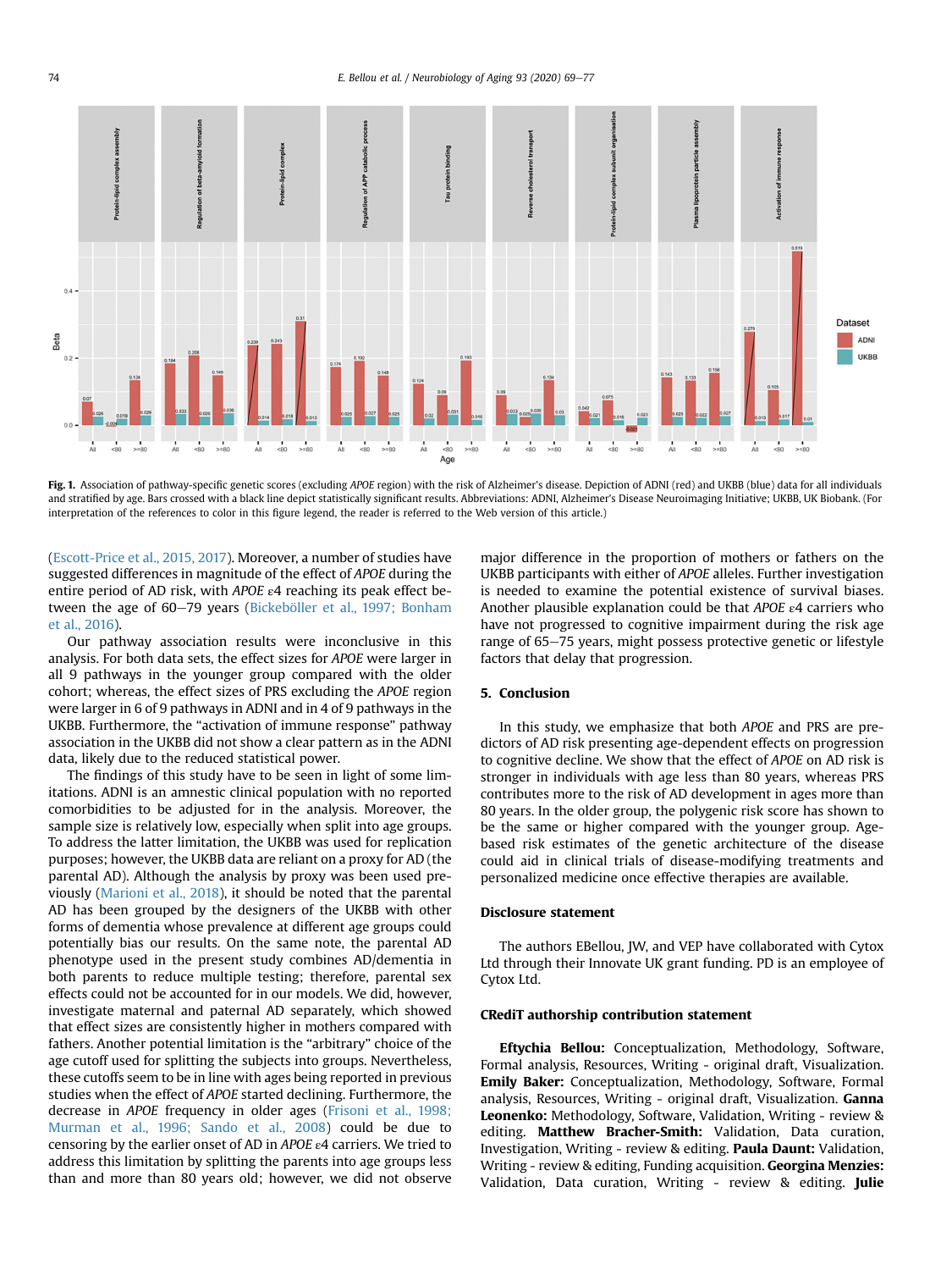**Fig. 1.** Association of pathway-specific genetic scores (excluding *APOE* region) with the risk of Alzheimer's disease. Depiction of ADNI (red) and UKBB (blue) data for all individuals and stratified by age. Bars crossed with a black line depict statistically significant results. Abbreviations: ADNI, Alzheimer's Disease Neuroimaging Initiative; UKBB, UK Biobank. (For interpretation of the references to color in this figure legend, the reader is referred to the Web version of this article.)

(Escott-Price et al., 2015, 2017). Moreover, a number of studies have suggested differences in magnitude of the effect of *APOE* during the entire period of AD risk, with *APOE* ε4 reaching its peak effect between the age of 60–79 years (Bickeböller et al., 1997; Bonham et al., 2016).

Our pathway association results were inconclusive in this analysis. For both data sets, the effect sizes for *APOE* were larger in all 9 pathways in the younger group compared with the older cohort; whereas, the effect sizes of PRS excluding the *APOE* region were larger in 6 of 9 pathways in ADNI and in 4 of 9 pathways in the UKBB. Furthermore, the "activation of immune response" pathway association in the UKBB did not show a clear pattern as in the ADNI data, likely due to the reduced statistical power.

The findings of this study have to be seen in light of some limitations. ADNI is an amnestic clinical population with no reported comorbidities to be adjusted for in the analysis. Moreover, the sample size is relatively low, especially when split into age groups. To address the latter limitation, the UKBB was used for replication purposes; however, the UKBB data are reliant on a proxy for AD (the parental AD). Although the analysis by proxy was been used previously (Marioni et al., 2018), it should be noted that the parental AD has been grouped by the designers of the UKBB with other forms of dementia whose prevalence at different age groups could potentially bias our results. On the same note, the parental AD phenotype used in the present study combines AD/dementia in both parents to reduce multiple testing; therefore, parental sex effects could not be accounted for in our models. We did, however, investigate maternal and paternal AD separately, which showed that effect sizes are consistently higher in mothers compared with fathers. Another potential limitation is the "arbitrary" choice of the age cutoff used for splitting the subjects into groups. Nevertheless, these cutoffs seem to be in line with ages being reported in previous studies when the effect of *APOE* started declining. Furthermore, the decrease in *APOE* frequency in older ages (Frisoni et al., 1998; Murman et al., 1996; Sando et al., 2008) could be due to censoring by the earlier onset of AD in *APOE* ε4 carriers. We tried to address this limitation by splitting the parents into age groups less than and more than 80 years old; however, we did not observe major difference in the proportion of mothers or fathers on the UKBB participants with either of *APOE* alleles. Further investigation is needed to examine the potential existence of survival biases. Another plausible explanation could be that *APOE* ε4 carriers who have not progressed to cognitive impairment during the risk age range of 65–75 years, might possess protective genetic or lifestyle factors that delay that progression.

## 5. Conclusion

In this study, we emphasize that both *APOE* and PRS are predictors of AD risk presenting age-dependent effects on progression to cognitive decline. We show that the effect of *APOE* on AD risk is stronger in individuals with age less than 80 years, whereas PRS contributes more to the risk of AD development in ages more than 80 years. In the older group, the polygenic risk score has shown to be the same or higher compared with the younger group. Age-based risk estimates of the genetic architecture of the disease could aid in clinical trials of disease-modifying treatments and personalized medicine once effective therapies are available.

## Disclosure statement

The authors EBellou, JW, and VEP have collaborated with Cytox Ltd through their Innovate UK grant funding. PD is an employee of Cytox Ltd.

## CRediT authorship contribution statement

**Eftychia Bellou:** Conceptualization, Methodology, Software, Formal analysis, Resources, Writing - original draft, Visualization. **Emily Baker:** Conceptualization, Methodology, Software, Formal analysis, Resources, Writing - original draft, Visualization. **Ganna Leonenko:** Methodology, Software, Validation, Writing - review & editing. **Matthew Bracher-Smith:** Validation, Data curation, Investigation, Writing - review & editing. **Paula Daunt:** Validation, Writing - review & editing, Funding acquisition. **Georgina Menzies:** Validation, Data curation, Writing - review & editing. **Julie**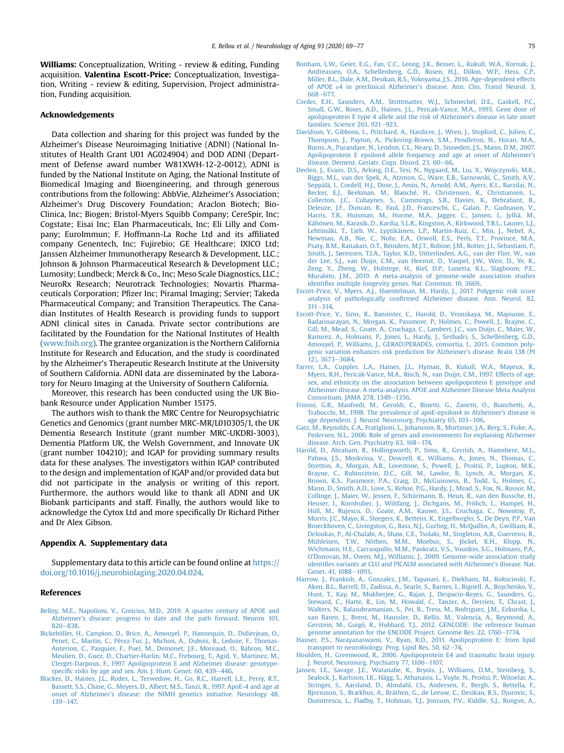**Williams:** Conceptualization, Writing - review & editing, Funding acquisition. **Valentina Escott-Price:** Conceptualization, Investigation, Writing - review & editing, Supervision, Project administration, Funding acquisition.

## Acknowledgements

Data collection and sharing for this project was funded by the Alzheimer's Disease Neuroimaging Initiative (ADNI) (National Institutes of Health Grant U01 AG024904) and DOD ADNI (Department of Defense award number W81XWH-12-2-0012). ADNI is funded by the National Institute on Aging, the National Institute of Biomedical Imaging and Bioengineering, and through generous contributions from the following: AbbVie, Alzheimer's Association; Alzheimer's Drug Discovery Foundation; Araclon Biotech; BioClinica, Inc; Biogen; Bristol-Myers Squibb Company; CereSpir, Inc; Cogstate; Eisai Inc; Elan Pharmaceuticals, Inc; Eli Lilly and Company; EuroImmun; F. Hoffmann-La Roche Ltd and its affiliated company Genentech, Inc; Fujirebio; GE Healthcare; IXICO Ltd; Janssen Alzheimer Immunotherapy Research & Development, LLC.; Johnson & Johnson Pharmaceutical Research & Development LLC.; Lumosity; Lundbeck; Merck & Co., Inc; Meso Scale Diagnostics, LLC.; NeuroRx Research; Neurotrack Technologies; Novartis Pharmaceuticals Corporation; Pfizer Inc; Piramal Imaging; Servier; Takeda Pharmaceutical Company; and Transition Therapeutics. The Canadian Institutes of Health Research is providing funds to support ADNI clinical sites in Canada. Private sector contributions are facilitated by the Foundation for the National Institutes of Health (www.fnih.org). The grantee organization is the Northern California Institute for Research and Education, and the study is coordinated by the Alzheimer's Therapeutic Research Institute at the University of Southern California. ADNI data are disseminated by the Laboratory for Neuro Imaging at the University of Southern California.

Moreover, this research has been conducted using the UK Biobank Resource under Application Number 15175.

The authors wish to thank the MRC Centre for Neuropsychiatric Genetics and Genomics (grant number MRC-MR/L010305/1, the UK Dementia Research Institute (grant number MRC-UKDRI-3003), Dementia Platform UK, the Welsh Government, and Innovate UK (grant number 104210); and IGAP for providing summary results data for these analyses. The investigators within IGAP contributed to the design and implementation of IGAP and/or provided data but did not participate in the analysis or writing of this report. Furthermore, the authors would like to thank all ADNI and UK Biobank participants and staff. Finally, the authors would like to acknowledge the Cytox Ltd and more specifically Dr Richard Pither and Dr Alex Gibson.

## Appendix A. Supplementary data

Supplementary data to this article can be found online at https://doi.org/10.1016/j.neurobiolaging.2020.04.024.

## References

Belloy, M.E., Napolioni, V., Greicius, M.D., 2019. A quarter century of APOE and Alzheimer's disease: progress to date and the path forward. Neuron 101, 820–838.

Bickeböller, H., Campion, D., Brice, A., Amouyel, P., Hannequin, D., Didierjean, O., Penet, C., Martin, C., Pérez-Tur, J., Michon, A., Dubois, B., Ledoze, F., Thomas-Anterion, C., Pasquier, F., Puel, M., Demonet, J.F., Moreaud, O., Babron, M.C., Meulien, D., Guez, D., Chartier-Harlin, M.C., Frebourg, T., Agid, Y., Martinez, M., Clerget-Darpoux, F., 1997. Apolipoprotein E and Alzheimer disease: genotype-specific risks by age and sex. Am. J. Hum. Genet. 60, 439–446.

Blacker, D., Haines, J.L., Rodes, L., Terwedow, H., Go, R.C., Harrell, L.E., Perry, R.T., Bassett, S.S., Chase, G., Meyers, D., Albert, M.S., Tanzi, R., 1997. ApoE-4 and age at onset of Alzheimer's disease: the NIMH genetics initiative. Neurology 48, 139–147.

Bonham, L.W., Geier, E.G., Fan, C.C., Leong, J.K., Besser, L., Kukull, W.A., Kornak, J., Andreassen, O.A., Schellenberg, G.D., Rosen, H.J., Dillon, W.P., Hess, C.P., Miller, B.L., Dale, A.M., Desikan, R.S., Yokoyama, J.S., 2016. Age-dependent effects of APOE ε4 in preclinical Alzheimer's disease. Ann. Clin. Transl Neurol. 3, 668–677.

Corder, E.H., Saunders, A.M., Strittmatter, W.J., Schmechel, D.E., Gaskell, P.C., Small, G.W., Roses, A.D., Haines, J.L., Pericak-Vance, M.A., 1993. Gene dose of apolipoprotein E type 4 allele and the risk of Alzheimer's disease in late onset families. Science 261, 921–923.

Davidson, Y., Gibbons, L., Pritchard, A., Hardicre, J., Wren, J., Stopford, C., Julien, C., Thompson, J., Payton, A., Pickering-Brown, S.M., Pendleton, N., Horan, M.A., Burns, A., Purandare, N., Lendon, C.L., Neary, D., Snowden, J.S., Mann, D.M., 2007. Apolipoprotein E epsilon4 allele frequency and age at onset of Alzheimer's disease. Dement. Geriatr. Cogn. Disord. 23, 60–66.

Deelen, J., Evans, D.S., Arking, D.E., Tesi, N., Nygaard, M., Liu, X., Wojczynski, M.K., Biggs, M.L., van der Spek, A., Atzmon, G., Ware, E.B., Sarnowski, C., Smith, A.V., Seppälä, I., Cordell, H.J., Dose, J., Amin, N., Arnold, A.M., Ayers, K.L., Barzilai, N., Becker, E.J., Beekman, M., Blanché, H., Christensen, K., Christiansen, L., Collerton, J.C., Cubaynes, S., Cummings, S.R., Davies, K., Debrabant, B., Deleuze, J.F., Duncan, R., Faul, J.D., Franceschi, C., Galan, P., Gudnason, V., Harris, T.B., Huisman, M., Hurme, M.A., Jagger, C., Jansen, I., Jylhä, M., Kähönen, M., Karasik, D., Kardia, S.L.R., Kingston, A., Kirkwood, T.B.L., Launer, L.J., Lehtimäki, T., Lieb, W., Lyytikäinen, L.P., Martin-Ruiz, C., Min, J., Nebel, A., Newman, A.B., Nie, C., Nohr, E.A., Orwoll, E.S., Perls, T.T., Province, M.A., Psaty, B.M., Raitakari, O.T., Reinders, M.J.T., Robine, J.M., Rotter, J.I., Sebastiani, P., Smith, J., Sørensen, T.I.A., Taylor, K.D., Uitterlinden, A.G., van der Flier, W., van der Lee, S.J., van Duijn, C.M., van Heemst, D., Vaupel, J.W., Weir, D., Ye, K., Zeng, Y., Zheng, W., Holstege, H., Kiel, D.P., Lunetta, K.L., Slagboom, P.E., Murabito, J.M., 2019. A meta-analysis of genome-wide association studies identifies multiple longevity genes. Nat. Commun. 10, 3669.

Escott-Price, V., Myers, A.J., Huentelman, M., Hardy, J., 2017. Polygenic risk score analysis of pathologically confirmed Alzheimer disease. Ann. Neurol. 82, 311–314.

Escott-Price, V., Sims, R., Bannister, C., Harold, D., Vronskaya, M., Majounie, E., Badarinarayan, N., Morgan, K., Passmore, P., Holmes, C., Powell, J., Brayne, C., Gill, M., Mead, S., Goate, A., Cruchaga, C., Lambert, J.C., van Duijn, C., Maier, W., Ramirez, A., Holmans, P., Jones, L., Hardy, J., Seshadri, S., Schellenberg, G.D., Amouyel, P., Williams, J., GERAD/PERADES, consortia, I., 2015. Common polygenic variation enhances risk prediction for Alzheimer's disease. Brain 138 (Pt 12), 3673–3684.

Farrer, L.A., Cupples, L.A., Haines, J.L., Hyman, B., Kukull, W.A., Mayeux, R., Myers, R.H., Pericak-Vance, M.A., Risch, N., van Duijn, C.M., 1997. Effects of age, sex, and ethnicity on the association between apolipoprotein E genotype and Alzheimer disease. A meta-analysis. APOE and Alzheimer Disease Meta Analysis Consortium. JAMA 278, 1349–1356.

Frisoni, G.B., Manfredi, M., Geroldi, C., Binetti, G., Zanetti, O., Bianchetti, A., Trabucchi, M., 1998. The prevalence of apoE-epsilon4 in Alzheimer's disease is age dependent. J. Neurol. Neurosurg. Psychiatry 65, 103–106.

Gatz, M., Reynolds, C.A., Fratiglioni, L., Johansson, B., Mortimer, J.A., Berg, S., Fiske, A., Pedersen, N.L., 2006. Role of genes and environments for explaining Alzheimer disease. Arch. Gen. Psychiatry 63, 168–174.

Harold, D., Abraham, R., Hollingworth, P., Sims, R., Gerrish, A., Hamshere, M.L., Pahwa, J.S., Moskvina, V., Dowzell, K., Williams, A., Jones, N., Thomas, C., Stretton, A., Morgan, A.R., Lovestone, S., Powell, J., Proitsi, P., Lupton, M.K., Brayne, C., Rubinsztein, D.C., Gill, M., Lawlor, B., Lynch, A., Morgan, K., Brown, K.S., Passmore, P.A., Craig, D., McGuinness, B., Todd, S., Holmes, C., Mann, D., Smith, A.D., Love, S., Kehoe, P.G., Hardy, J., Mead, S., Fox, N., Rossor, M., Collinge, J., Maier, W., Jessen, F., Schürmann, B., Heun, R., van den Bussche, H., Heuser, I., Kornhuber, J., Wiltfang, J., Dichgans, M., Frölich, L., Hampel, H., Hüll, M., Rujescu, D., Goate, A.M., Kauwe, J.S., Cruchaga, C., Nowotny, P., Morris, J.C., Mayo, K., Sleegers, K., Bettens, K., Engelborghs, S., De Deyn, P.P., Van Broeckhoven, C., Livingston, G., Bass, N.J., Gurling, H., McQuillin, A., Gwilliam, R., Deloukas, P., Al-Chalabi, A., Shaw, C.E., Tsolaki, M., Singleton, A.B., Guerreiro, R., Mühleisen, T.W., Nöthen, M.M., Moebus, S., Jöckel, K.H., Klopp, N., Wichmann, H.E., Carrasquillo, M.M., Pankratz, V.S., Younkin, S.G., Holmans, P.A., O'Donovan, M., Owen, M.J., Williams, J., 2009. Genome-wide association study identifies variants at CLU and PICALM associated with Alzheimer's disease. Nat. Genet. 41, 1088–1093.

Harrow, J., Frankish, A., Gonzalez, J.M., Tapanari, E., Diekhans, M., Kokocinski, F., Aken, B.L., Barrell, D., Zadissa, A., Searle, S., Barnes, I., Bignell, A., Boychenko, V., Hunt, T., Kay, M., Mukherjee, G., Rajan, J., Despacio-Reyes, G., Saunders, G., Steward, C., Harte, R., Lin, M., Howald, C., Tanzer, A., Derrien, T., Chrast, J., Walters, N., Balasubramanian, S., Pei, B., Tress, M., Rodriguez, J.M., Ezkurdia, I., van Baren, J., Brent, M., Haussler, D., Kellis, M., Valencia, A., Reymond, A., Gerstein, M., Guigó, R., Hubbard, T.J., 2012. GENCODE: the reference human genome annotation for the ENCODE Project. Genome Res. 22, 1760–1774.

Hauser, P.S., Narayanaswami, V., Ryan, R.O., 2011. Apolipoprotein E: from lipid transport to neurobiology. Prog. Lipid Res. 50, 62–74.

Houlden, H., Greenwood, R., 2006. Apolipoprotein E4 and traumatic brain injury. J. Neurol. Neurosurg. Psychiatry 77, 1106–1107.

Jansen, I.E., Savage, J.E., Watanabe, K., Bryois, J., Williams, D.M., Steinberg, S., Sealock, J., Karlsson, I.K., Hägg, S., Athanasiu, L., Voyle, N., Proitsi, P., Witoelar, A., Stringer, S., Aarsland, D., Almdahl, I.S., Andersen, F., Bergh, S., Bettella, F., Bjornsson, S., Brækhus, A., Bråthen, G., de Leeuw, C., Desikan, R.S., Djurovic, S., Dumitrescu, L., Fladby, T., Hohman, T.J., Jonsson, P.V., Kiddle, S.J., Rongve, A.,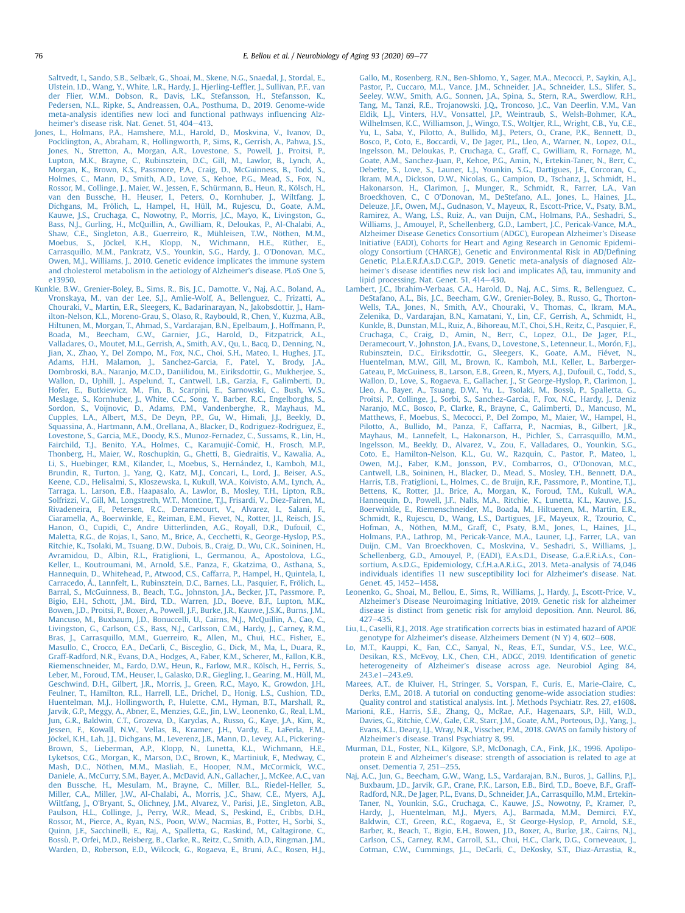Saltvedt, I., Sando, S.B., Selbæk, G., Shoai, M., Skene, N.G., Snaedal, J., Stordal, E., Ulstein, I.D., Wang, Y., White, L.R., Hardy, J., Hjerling-Leffler, J., Sullivan, P.F., van der Flier, W.M., Dobson, R., Davis, L.K., Stefansson, H., Stefansson, K., Pedersen, N.L., Ripke, S., Andreassen, O.A., Posthuma, D., 2019. Genome-wide meta-analysis identifies new loci and functional pathways influencing Alzheimer's disease risk. Nat. Genet. 51, 404–413.

Jones, L., Holmans, P.A., Hamshere, M.L., Harold, D., Moskvina, V., Ivanov, D., Pocklington, A., Abraham, R., Hollingworth, P., Sims, R., Gerrish, A., Pahwa, J.S., Jones, N., Stretton, A., Morgan, A.R., Lovestone, S., Powell, J., Proitsi, P., Lupton, M.K., Brayne, C., Rubinsztein, D.C., Gill, M., Lawlor, B., Lynch, A., Morgan, K., Brown, K.S., Passmore, P.A., Craig, D., McGuinness, B., Todd, S., Holmes, C., Mann, D., Smith, A.D., Love, S., Kehoe, P.G., Mead, S., Fox, N., Rossor, M., Collinge, J., Maier, W., Jessen, F., Schürmann, B., Heun, R., Kölsch, H., van den Bussche, H., Heuser, I., Peters, O., Kornhuber, J., Wiltfang, J., Dichgans, M., Frölich, L., Hampel, H., Hüll, M., Rujescu, D., Goate, A.M., Kauwe, J.S., Cruchaga, C., Nowotny, P., Morris, J.C., Mayo, K., Livingston, G., Bass, N.J., Gurling, H., McQuillin, A., Gwilliam, R., Deloukas, P., Al-Chalabi, A., Shaw, C.E., Singleton, A.B., Guerreiro, R., Mühleisen, T.W., Nöthen, M.M., Moebus, S., Jöckel, K.H., Klopp, N., Wichmann, H.E., Rüther, E., Carrasquillo, M.M., Pankratz, V.S., Younkin, S.G., Hardy, J., O'Donovan, M.C., Owen, M.J., Williams, J., 2010. Genetic evidence implicates the immune system and cholesterol metabolism in the aetiology of Alzheimer's disease. PLoS One 5, e13950.

Kunkle, B.W., Grenier-Boley, B., Sims, R., Bis, J.C., Damotte, V., Naj, A.C., Boland, A., Vronskaya, M., van der Lee, S.J., Amlie-Wolf, A., Bellenguez, C., Frizatti, A., Chouraki, V., Martin, E.R., Sleegers, K., Badarinarayan, N., Jakobsdottir, J., Hamilton-Nelson, K.L., Moreno-Grau, S., Olaso, R., Raybould, R., Chen, Y., Kuzma, A.B., Hiltunen, M., Morgan, T., Ahmad, S., Vardarajan, B.N., Epelbaum, J., Hoffmann, P., Boada, M., Beecham, G.W., Garnier, J.G., Harold, D., Fitzpatrick, A.L., Valladares, O., Moutet, M.L., Gerrish, A., Smith, A.V., Qu, L., Bacq, D., Denning, N., Jian, X., Zhao, Y., Del Zompo, M., Fox, N.C., Choi, S.H., Mateo, I., Hughes, J.T., Adams, H.H., Malamon, J., Sanchez-Garcia, F., Patel, Y., Brody, J.A., Dombroski, B.A., Naranjo, M.C.D., Daniilidou, M., Eiriksdottir, G., Mukherjee, S., Wallon, D., Uphill, J., Aspelund, T., Cantwell, L.B., Garzia, F., Galimberti, D., Hofer, E., Butkiewicz, M., Fin, B., Scarpini, E., Sarnowski, C., Bush, W.S., Meslage, S., Kornhuber, J., White, C.C., Song, Y., Barber, R.C., Engelborghs, S., Sordon, S., Voijnovic, D., Adams, P.M., Vandenberghe, R., Mayhaus, M., Cupples, L.A., Albert, M.S., De Deyn, P.P., Gu, W., Himali, J.J., Beekly, D., Squassina, A., Hartmann, A.M., Orellana, A., Blacker, D., Rodriguez-Rodriguez, E., Lovestone, S., Garcia, M.E., Doody, R.S., Munoz-Fernadez, C., Sussams, R., Lin, H., Fairchild, T.J., Benito, Y.A., Holmes, C., Karamujić-Čomić, H., Frosch, M.P., Thonberg, H., Maier, W., Roschupkin, G., Ghetti, B., Giedraitis, V., Kawalia, A., Li, S., Huebinger, R.M., Kilander, L., Moebus, S., Hernández, I., Kamboh, M.I., Brundin, R., Turton, J., Yang, Q., Katz, M.J., Concari, L., Lord, J., Beiser, A.S., Keene, C.D., Helisalmi, S., Kloszewska, I., Kukull, W.A., Koivisto, A.M., Lynch, A., Tarraga, L., Larson, E.B., Haapasalo, A., Lawlor, B., Mosley, T.H., Lipton, R.B., Solfrizzi, V., Gill, M., Longstreth, W.T., Montine, T.J., Frisardi, V., Diez-Fairen, M., Rivadeneira, F., Petersen, R.C., Deramecourt, V., Alvarez, I., Salani, F., Ciaramella, A., Boerwinkle, E., Reiman, E.M., Fievet, N., Rotter, J.I., Reisch, J.S., Hanon, O., Cupidi, C., Andre Uitterlinden, A.G., Royall, D.R., Dufouil, C., Maletta, R.G., de Rojas, I., Sano, M., Brice, A., Cecchetti, R., George-Hyslop, P.S., Ritchie, K., Tsolaki, M., Tsuang, D.W., Dubois, B., Craig, D., Wu, C.K., Soininen, H., Avramidou, D., Albin, R.L., Fratiglioni, L., Germanou, A., Apostolova, L.G., Keller, L., Koutroumani, M., Arnold, S.E., Panza, F., Gkatzima, O., Asthana, S., Hannequin, D., Whitehead, P., Atwood, C.S., Caffarra, P., Hampel, H., Quintela, I., Carracedo, Á., Lannfelt, L., Rubinsztein, D.C., Barnes, L.L., Pasquier, F., Frölich, L., Barral, S., McGuinness, B., Beach, T.G., Johnston, J.A., Becker, J.T., Passmore, P., Bigio, E.H., Schott, J.M., Bird, T.D., Warren, J.D., Boeve, B.F., Lupton, M.K., Bowen, J.D., Proitsi, P., Boxer, A., Powell, J.F., Burke, J.R., Kauwe, J.S.K., Burns, J.M., Mancuso, M., Buxbaum, J.D., Bonuccelli, U., Cairns, N.J., McQuillin, A., Cao, C., Livingston, G., Carlson, C.S., Bass, N.J., Carlsson, C.M., Hardy, J., Carney, R.M., Bras, J., Carrasquillo, M.M., Guerreiro, R., Allen, M., Chui, H.C., Fisher, E., Masullo, C., Crocco, E.A., DeCarli, C., Bisceglio, G., Dick, M., Ma, L., Duara, R., Graff-Radford, N.R., Evans, D.A., Hodges, A., Faber, K.M., Scherer, M., Fallon, K.B., Riemenschneider, M., Fardo, D.W., Heun, R., Farlow, M.R., Kölsch, H., Ferris, S., Leber, M., Foroud, T.M., Heuser, I., Galasko, D.R., Giegling, I., Gearing, M., Hüll, M., Geschwind, D.H., Gilbert, J.R., Morris, J., Green, R.C., Mayo, K., Growdon, J.H., Feulner, T., Hamilton, R.L., Harrell, L.E., Drichel, D., Honig, L.S., Cushion, T.D., Huentelman, M.J., Hollingworth, P., Hulette, C.M., Hyman, B.T., Marshall, R., Jarvik, G.P., Meggy, A., Abner, E., Menzies, G.E., Jin, L.W., Leonenko, G., Real, L.M., Jun, G.R., Baldwin, C.T., Grozeva, D., Karydas, A., Russo, G., Kaye, J.A., Kim, R., Jessen, F., Kowall, N.W., Vellas, B., Kramer, J.H., Vardy, E., LaFerla, F.M., Jöckel, K.H., Lah, J.J., Dichgans, M., Leverenz, J.B., Mann, D., Levey, A.I., Pickering-Brown, S., Lieberman, A.P., Klopp, N., Lunetta, K.L., Wichmann, H.E., Lyketsos, C.G., Morgan, K., Marson, D.C., Brown, K., Martiniuk, F., Medway, C., Mash, D.C., Nöthen, M.M., Masliah, E., Hooper, N.M., McCormick, W.C., Daniele, A., McCurry, S.M., Bayer, A., McDavid, A.N., Gallacher, J., McKee, A.C., van den Bussche, H., Mesulam, M., Brayne, C., Miller, B.L., Riedel-Heller, S., Miller, C.A., Miller, J.W., Al-Chalabi, A., Morris, J.C., Shaw, C.E., Myers, A.J., Wiltfang, J., O'Bryant, S., Olichney, J.M., Alvarez, V., Parisi, J.E., Singleton, A.B., Paulson, H.L., Collinge, J., Perry, W.R., Mead, S., Peskind, E., Cribbs, D.H., Rossor, M., Pierce, A., Ryan, N.S., Poon, W.W., Nacmias, B., Potter, H., Sorbi, S., Quinn, J.F., Sacchinelli, E., Raj, A., Spalletta, G., Raskind, M., Caltagirone, C., Bossù, P., Orfei, M.D., Reisberg, B., Clarke, R., Reitz, C., Smith, A.D., Ringman, J.M., Warden, D., Roberson, E.D., Wilcock, G., Rogaeva, E., Bruni, A.C., Rosen, H.J., Gallo, M., Rosenberg, R.N., Ben-Shlomo, Y., Sager, M.A., Mecocci, P., Saykin, A.J., Pastor, P., Cuccaro, M.L., Vance, J.M., Schneider, J.A., Schneider, L.S., Slifer, S., Seeley, W.W., Smith, A.G., Sonnen, J.A., Spina, S., Stern, R.A., Swerdlow, R.H., Tang, M., Tanzi, R.E., Trojanowski, J.Q., Troncoso, J.C., Van Deerlin, V.M., Van Eldik, L.J., Vinters, H.V., Vonsattel, J.P., Weintraub, S., Welsh-Bohmer, K.A., Wilhelmsen, K.C., Williamson, J., Wingo, T.S., Woltjer, R.L., Wright, C.B., Yu, C.E., Yu, L., Saba, Y., Pilotto, A., Bullido, M.J., Peters, O., Crane, P.K., Bennett, D., Bosco, P., Coto, E., Boccardi, V., De Jager, P.L., Lleo, A., Warner, N., Lopez, O.L., Ingelsson, M., Deloukas, P., Cruchaga, C., Graff, C., Gwilliam, R., Fornage, M., Goate, A.M., Sanchez-Juan, P., Kehoe, P.G., Amin, N., Ertekin-Taner, N., Berr, C., Debette, S., Love, S., Launer, L.J., Younkin, S.G., Dartigues, J.F., Corcoran, C., Ikram, M.A., Dickson, D.W., Nicolas, G., Campion, D., Tschanz, J., Schmidt, H., Hakonarson, H., Clarimon, J., Munger, R., Schmidt, R., Farrer, L.A., Van Broeckhoven, C., C O'Donovan, M., DeStefano, A.L., Jones, L., Haines, J.L., Deleuze, J.F., Owen, M.J., Gudnason, V., Mayeux, R., Escott-Price, V., Psaty, B.M., Ramirez, A., Wang, L.S., Ruiz, A., van Duijn, C.M., Holmans, P.A., Seshadri, S., Williams, J., Amouyel, P., Schellenberg, G.D., Lambert, J.C., Pericak-Vance, M.A., Alzheimer Disease Genetics Consortium (ADGC), European Alzheimer's Disease Initiative (EADI), Cohorts for Heart and Aging Research in Genomic Epidemiology Consortium (CHARGE), Genetic and Environmental Risk in AD/Defining Genetic, P.l.a.E.R.f.A.s.D.C.G.P., 2019. Genetic meta-analysis of diagnosed Alzheimer's disease identifies new risk loci and implicates Aβ, tau, immunity and lipid processing. Nat. Genet. 51, 414–430.

Lambert, J.C., Ibrahim-Verbaas, C.A., Harold, D., Naj, A.C., Sims, R., Bellenguez, C., DeStafano, A.L., Bis, J.C., Beecham, G.W., Grenier-Boley, B., Russo, G., Thorton-Wells, T.A., Jones, N., Smith, A.V., Chouraki, V., Thomas, C., Ikram, M.A., Zelenika, D., Vardarajan, B.N., Kamatani, Y., Lin, C.F., Gerrish, A., Schmidt, H., Kunkle, B., Dunstan, M.L., Ruiz, A., Bihoreau, M.T., Choi, S.H., Reitz, C., Pasquier, F., Cruchaga, C., Craig, D., Amin, N., Berr, C., Lopez, O.L., De Jager, P.L., Deramecourt, V., Johnston, J.A., Evans, D., Lovestone, S., Letenneur, L., Morón, F.J., Rubinsztein, D.C., Eiriksdottir, G., Sleegers, K., Goate, A.M., Fiévet, N., Huentelman, M.W., Gill, M., Brown, K., Kamboh, M.I., Keller, L., Barberger-Gateau, P., McGuiness, B., Larson, E.B., Green, R., Myers, A.J., Dufouil, C., Todd, S., Wallon, D., Love, S., Rogaeva, E., Gallacher, J., St George-Hyslop, P., Clarimon, J., Lleo, A., Bayer, A., Tsuang, D.W., Yu, L., Tsolaki, M., Bossù, P., Spalletta, G., Proitsi, P., Collinge, J., Sorbi, S., Sanchez-Garcia, F., Fox, N.C., Hardy, J., Deniz Naranjo, M.C., Bosco, P., Clarke, R., Brayne, C., Galimberti, D., Mancuso, M., Matthews, F., Moebus, S., Mecocci, P., Del Zompo, M., Maier, W., Hampel, H., Pilotto, A., Bullido, M., Panza, F., Caffarra, P., Nacmias, B., Gilbert, J.R., Mayhaus, M., Lannefelt, L., Hakonarson, H., Pichler, S., Carrasquillo, M.M., Ingelsson, M., Beekly, D., Alvarez, V., Zou, F., Valladares, O., Younkin, S.G., Coto, E., Hamilton-Nelson, K.L., Gu, W., Razquin, C., Pastor, P., Mateo, I., Owen, M.J., Faber, K.M., Jonsson, P.V., Combarros, O., O'Donovan, M.C., Cantwell, L.B., Soininen, H., Blacker, D., Mead, S., Mosley, T.H., Bennett, D.A., Harris, T.B., Fratiglioni, L., Holmes, C., de Bruijn, R.F., Passmore, P., Montine, T.J., Bettens, K., Rotter, J.I., Brice, A., Morgan, K., Foroud, T.M., Kukull, W.A., Hannequin, D., Powell, J.F., Nalls, M.A., Ritchie, K., Lunetta, K.L., Kauwe, J.S., Boerwinkle, E., Riemenschneider, M., Boada, M., Hiltuenen, M., Martin, E.R., Schmidt, R., Rujescu, D., Wang, L.S., Dartigues, J.F., Mayeux, R., Tzourio, C., Hofman, A., Nöthen, M.M., Graff, C., Psaty, B.M., Jones, L., Haines, J.L., Holmans, P.A., Lathrop, M., Pericak-Vance, M.A., Launer, L.J., Farrer, L.A., van Duijn, C.M., Van Broeckhoven, C., Moskvina, V., Seshadri, S., Williams, J., Schellenberg, G.D., Amouyel, P., (EADI), E.A.s.D.I., Disease, G.a.E.R.i.A.s., Consortium, A.s.D.G., Epidemiology, C.f.H.a.A.R.i.G., 2013. Meta-analysis of 74,046 individuals identifies 11 new susceptibility loci for Alzheimer's disease. Nat. Genet. 45, 1452–1458.

Leonenko, G., Shoai, M., Bellou, E., Sims, R., Williams, J., Hardy, J., Escott-Price, V., Alzheimer's Disease Neuroimaging Initiative, 2019. Genetic risk for alzheimer disease is distinct from genetic risk for amyloid deposition. Ann. Neurol. 86, 427–435.

Liu, L., Caselli, R.J., 2018. Age stratification corrects bias in estimated hazard of APOE genotype for Alzheimer's disease. Alzheimers Dement (N Y) 4, 602–608.

Lo, M.T., Kauppi, K., Fan, C.C., Sanyal, N., Reas, E.T., Sundar, V.S., Lee, W.C., Desikan, R.S., McEvoy, L.K., Chen, C.H., ADGC, 2019. Identification of genetic heterogeneity of Alzheimer's disease across age. Neurobiol Aging 84, 243.e1–243.e9.

Marees, A.T., de Kluiver, H., Stringer, S., Vorspan, F., Curis, E., Marie-Claire, C., Derks, E.M., 2018. A tutorial on conducting genome-wide association studies: Quality control and statistical analysis. Int. J. Methods Psychiatr. Res. 27, e1608.

Marioni, R.E., Harris, S.E., Zhang, Q., McRae, A.F., Hagenaars, S.P., Hill, W.D., Davies, G., Ritchie, C.W., Gale, C.R., Starr, J.M., Goate, A.M., Porteous, D.J., Yang, J., Evans, K.L., Deary, I.J., Wray, N.R., Visscher, P.M., 2018. GWAS on family history of Alzheimer's disease. Transl Psychiatry 8, 99.

Murman, D.L., Foster, N.L., Kilgore, S.P., McDonagh, C.A., Fink, J.K., 1996. Apolipoprotein E and Alzheimer's disease: strength of association is related to age at onset. Dementia 7, 251–255.

Naj, A.C., Jun, G., Beecham, G.W., Wang, L.S., Vardarajan, B.N., Buros, J., Gallins, P.J., Buxbaum, J.D., Jarvik, G.P., Crane, P.K., Larson, E.B., Bird, T.D., Boeve, B.F., Graff-Radford, N.R., De Jager, P.L., Evans, D., Schneider, J.A., Carrasquillo, M.M., Ertekin-Taner, N., Younkin, S.G., Cruchaga, C., Kauwe, J.S., Nowotny, P., Kramer, P., Hardy, J., Huentelman, M.J., Myers, A.J., Barmada, M.M., Demirci, F.Y., Baldwin, C.T., Green, R.C., Rogaeva, E., St George-Hyslop, P., Arnold, S.E., Barber, R., Beach, T., Bigio, E.H., Bowen, J.D., Boxer, A., Burke, J.R., Cairns, N.J., Carlson, C.S., Carney, R.M., Carroll, S.L., Chui, H.C., Clark, D.G., Corneveaux, J., Cotman, C.W., Cummings, J.L., DeCarli, C., DeKosky, S.T., Diaz-Arrastia, R.,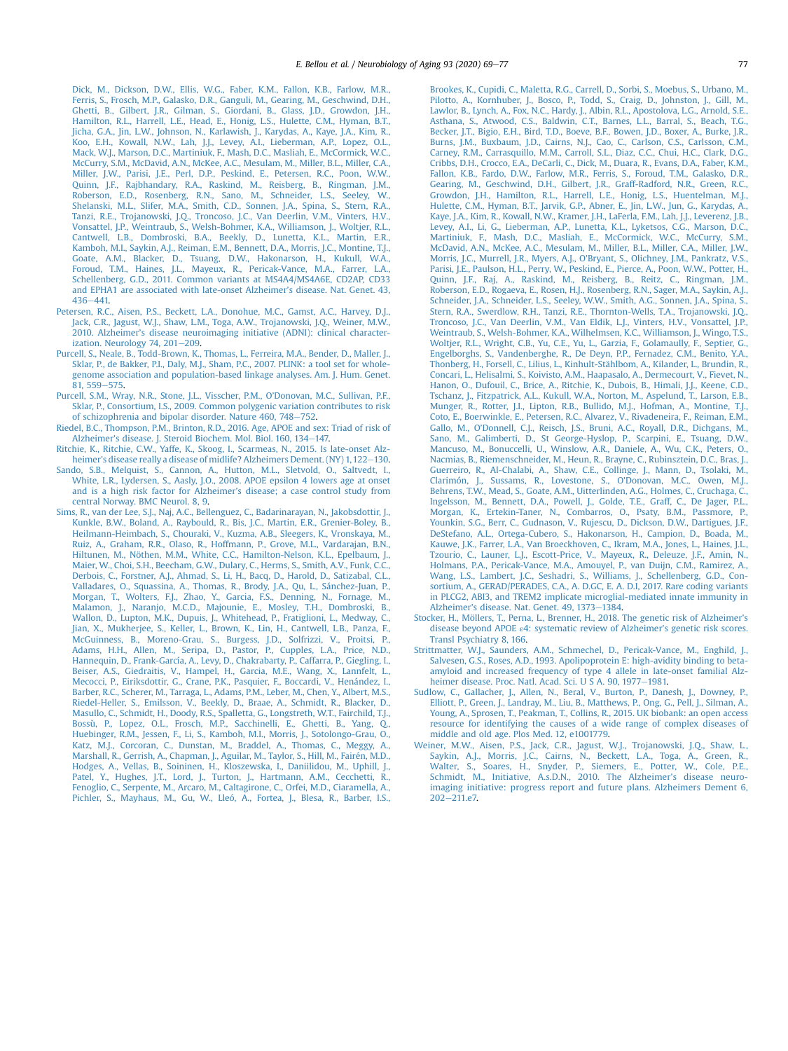Dick, M., Dickson, D.W., Ellis, W.G., Faber, K.M., Fallon, K.B., Farlow, M.R., Ferris, S., Frosch, M.P., Galasko, D.R., Ganguli, M., Gearing, M., Geschwind, D.H., Ghetti, B., Gilbert, J.R., Gilman, S., Giordani, B., Glass, J.D., Growdon, J.H., Hamilton, R.L., Harrell, L.E., Head, E., Honig, L.S., Hulette, C.M., Hyman, B.T., Jicha, G.A., Jin, L.W., Johnson, N., Karlawish, J., Karydas, A., Kaye, J.A., Kim, R., Koo, E.H., Kowall, N.W., Lah, J.J., Levey, A.I., Lieberman, A.P., Lopez, O.L., Mack, W.J., Marson, D.C., Martiniuk, F., Mash, D.C., Masliah, E., McCormick, W.C., McCurry, S.M., McDavid, A.N., McKee, A.C., Mesulam, M., Miller, B.L., Miller, C.A., Miller, J.W., Parisi, J.E., Perl, D.P., Peskind, E., Petersen, R.C., Poon, W.W., Quinn, J.F., Rajbhandary, R.A., Raskind, M., Reisberg, B., Ringman, J.M., Roberson, E.D., Rosenberg, R.N., Sano, M., Schneider, L.S., Seeley, W., Shelanski, M.L., Slifer, M.A., Smith, C.D., Sonnen, J.A., Spina, S., Stern, R.A., Tanzi, R.E., Trojanowski, J.Q., Troncoso, J.C., Van Deerlin, V.M., Vinters, H.V., Vonsattel, J.P., Weintraub, S., Welsh-Bohmer, K.A., Williamson, J., Woltjer, R.L., Cantwell, L.B., Dombroski, B.A., Beekly, D., Lunetta, K.L., Martin, E.R., Kamboh, M.I., Saykin, A.J., Reiman, E.M., Bennett, D.A., Morris, J.C., Montine, T.J., Goate, A.M., Blacker, D., Tsuang, D.W., Hakonarson, H., Kukull, W.A., Foroud, T.M., Haines, J.L., Mayeux, R., Pericak-Vance, M.A., Farrer, L.A., Schellenberg, G.D., 2011. Common variants at MS4A4/MS4A6E, CD2AP, CD33 and EPHA1 are associated with late-onset Alzheimer's disease. Nat. Genet. 43, 436–441.

Petersen, R.C., Aisen, P.S., Beckett, L.A., Donohue, M.C., Gamst, A.C., Harvey, D.J., Jack, C.R., Jagust, W.J., Shaw, L.M., Toga, A.W., Trojanowski, J.Q., Weiner, M.W., 2010. Alzheimer's disease neuroimaging initiative (ADNI): clinical characterization. Neurology 74, 201–209.

Purcell, S., Neale, B., Todd-Brown, K., Thomas, L., Ferreira, M.A., Bender, D., Maller, J., Sklar, P., de Bakker, P.I., Daly, M.J., Sham, P.C., 2007. PLINK: a tool set for whole-genome association and population-based linkage analyses. Am. J. Hum. Genet. 81, 559–575.

Purcell, S.M., Wray, N.R., Stone, J.L., Visscher, P.M., O'Donovan, M.C., Sullivan, P.F., Sklar, P., Consortium, I.S., 2009. Common polygenic variation contributes to risk of schizophrenia and bipolar disorder. Nature 460, 748–752.

Riedel, B.C., Thompson, P.M., Brinton, R.D., 2016. Age, APOE and sex: Triad of risk of Alzheimer's disease. J. Steroid Biochem. Mol. Biol. 160, 134–147.

Ritchie, K., Ritchie, C.W., Yaffe, K., Skoog, I., Scarmeas, N., 2015. Is late-onset Alzheimer's disease really a disease of midlife? Alzheimers Dement. (NY) 1, 122–130.

Sando, S.B., Melquist, S., Cannon, A., Hutton, M.L., Sletvold, O., Saltvedt, I., White, L.R., Lydersen, S., Aasly, J.O., 2008. APOE epsilon 4 lowers age at onset and is a high risk factor for Alzheimer's disease; a case control study from central Norway. BMC Neurol. 8, 9.

Sims, R., van der Lee, S.J., Naj, A.C., Bellenguez, C., Badarinarayan, N., Jakobsdottir, J., Kunkle, B.W., Boland, A., Raybould, R., Bis, J.C., Martin, E.R., Grenier-Boley, B., Heilmann-Heimbach, S., Chouraki, V., Kuzma, A.B., Sleegers, K., Vronskaya, M., Ruiz, A., Graham, R.R., Olaso, R., Hoffmann, P., Grove, M.L., Vardarajan, B.N., Hiltunen, M., Nöthen, M.M., White, C.C., Hamilton-Nelson, K.L., Epelbaum, J., Maier, W., Choi, S.H., Beecham, G.W., Dulary, C., Herms, S., Smith, A.V., Funk, C.C., Derbois, C., Forstner, A.J., Ahmad, S., Li, H., Bacq, D., Harold, D., Satizabal, C.L., Valladares, O., Squassina, A., Thomas, R., Brody, J.A., Qu, L., Sánchez-Juan, P., Morgan, T., Wolters, F.J., Zhao, Y., Garcia, F.S., Denning, N., Fornage, M., Malamon, J., Naranjo, M.C.D., Majounie, E., Mosley, T.H., Dombroski, B., Wallon, D., Lupton, M.K., Dupuis, J., Whitehead, P., Fratiglioni, L., Medway, C., Jian, X., Mukherjee, S., Keller, L., Brown, K., Lin, H., Cantwell, L.B., Panza, F., McGuinness, B., Moreno-Grau, S., Burgess, J.D., Solfrizzi, V., Proitsi, P., Adams, H.H., Allen, M., Seripa, D., Pastor, P., Cupples, L.A., Price, N.D., Hannequin, D., Frank-García, A., Levy, D., Chakrabarty, P., Caffarra, P., Giegling, I., Beiser, A.S., Giedraitis, V., Hampel, H., Garcia, M.E., Wang, X., Lannfelt, L., Mecocci, P., Eiriksdottir, G., Crane, P.K., Pasquier, F., Boccardi, V., Henández, I., Barber, R.C., Scherer, M., Tarraga, L., Adams, P.M., Leber, M., Chen, Y., Albert, M.S., Riedel-Heller, S., Emilsson, V., Beekly, D., Braae, A., Schmidt, R., Blacker, D., Masullo, C., Schmidt, H., Doody, R.S., Spalletta, G., Longstreth, W.T., Fairchild, T.J., Bossù, P., Lopez, O.L., Frosch, M.P., Sacchinelli, E., Ghetti, B., Yang, Q., Huebinger, R.M., Jessen, F., Li, S., Kamboh, M.I., Morris, J., Sotolongo-Grau, O., Katz, M.J., Corcoran, C., Dunstan, M., Braddel, A., Thomas, C., Meggy, A., Marshall, R., Gerrish, A., Chapman, J., Aguilar, M., Taylor, S., Hill, M., Fairén, M.D., Hodges, A., Vellas, B., Soininen, H., Kloszewska, I., Daniilidou, M., Uphill, J., Patel, Y., Hughes, J.T., Lord, J., Turton, J., Hartmann, A.M., Cecchetti, R., Fenoglio, C., Serpente, M., Arcaro, M., Caltagirone, C., Orfei, M.D., Ciaramella, A., Pichler, S., Mayhaus, M., Gu, W., Lleó, A., Fortea, J., Blesa, R., Barber, I.S., Brookes, K., Cupidi, C., Maletta, R.G., Carrell, D., Sorbi, S., Moebus, S., Urbano, M., Pilotto, A., Kornhuber, J., Bosco, P., Todd, S., Craig, D., Johnston, J., Gill, M., Lawlor, B., Lynch, A., Fox, N.C., Hardy, J., Albin, R.L., Apostolova, L.G., Arnold, S.E., Asthana, S., Atwood, C.S., Baldwin, C.T., Barnes, L.L., Barral, S., Beach, T.G., Becker, J.T., Bigio, E.H., Bird, T.D., Boeve, B.F., Bowen, J.D., Boxer, A., Burke, J.R., Burns, J.M., Buxbaum, J.D., Cairns, N.J., Cao, C., Carlson, C.S., Carlsson, C.M., Carney, R.M., Carrasquillo, M.M., Carroll, S.L., Diaz, C.C., Chui, H.C., Clark, D.G., Cribbs, D.H., Crocco, E.A., DeCarli, C., Dick, M., Duara, R., Evans, D.A., Faber, K.M., Fallon, K.B., Fardo, D.W., Farlow, M.R., Ferris, S., Foroud, T.M., Galasko, D.R., Gearing, M., Geschwind, D.H., Gilbert, J.R., Graff-Radford, N.R., Green, R.C., Growdon, J.H., Hamilton, R.L., Harrell, L.E., Honig, L.S., Huentelman, M.J., Hulette, C.M., Hyman, B.T., Jarvik, G.P., Abner, E., Jin, L.W., Jun, G., Karydas, A., Kaye, J.A., Kim, R., Kowall, N.W., Kramer, J.H., LaFerla, F.M., Lah, J.J., Leverenz, J.B., Levey, A.I., Li, G., Lieberman, A.P., Lunetta, K.L., Lyketsos, C.G., Marson, D.C., Martiniuk, F., Mash, D.C., Masliah, E., McCormick, W.C., McCurry, S.M., McDavid, A.N., McKee, A.C., Mesulam, M., Miller, B.L., Miller, C.A., Miller, J.W., Morris, J.C., Murrell, J.R., Myers, A.J., O'Bryant, S., Olichney, J.M., Pankratz, V.S., Parisi, J.E., Paulson, H.L., Perry, W., Peskind, E., Pierce, A., Poon, W.W., Potter, H., Quinn, J.F., Raj, A., Raskind, M., Reisberg, B., Reitz, C., Ringman, J.M., Roberson, E.D., Rogaeva, E., Rosen, H.J., Rosenberg, R.N., Sager, M.A., Saykin, A.J., Schneider, J.A., Schneider, L.S., Seeley, W.W., Smith, A.G., Sonnen, J.A., Spina, S., Stern, R.A., Swerdlow, R.H., Tanzi, R.E., Thornton-Wells, T.A., Trojanowski, J.Q., Troncoso, J.C., Van Deerlin, V.M., Van Eldik, L.J., Vinters, H.V., Vonsattel, J.P., Weintraub, S., Welsh-Bohmer, K.A., Wilhelmsen, K.C., Williamson, J., Wingo, T.S., Woltjer, R.L., Wright, C.B., Yu, C.E., Yu, L., Garzia, F., Golamaully, F., Septier, G., Engelborghs, S., Vandenberghe, R., De Deyn, P.P., Fernadez, C.M., Benito, Y.A., Thonberg, H., Forsell, C., Lilius, L., Kinhult-Stählbom, A., Kilander, L., Brundin, R., Concari, L., Helisalmi, S., Koivisto, A.M., Haapasalo, A., Dermecourt, V., Fievet, N., Hanon, O., Dufouil, C., Brice, A., Ritchie, K., Dubois, B., Himali, J.J., Keene, C.D., Tschanz, J., Fitzpatrick, A.L., Kukull, W.A., Norton, M., Aspelund, T., Larson, E.B., Munger, R., Rotter, J.I., Lipton, R.B., Bullido, M.J., Hofman, A., Montine, T.J., Coto, E., Boerwinkle, E., Petersen, R.C., Alvarez, V., Rivadeneira, F., Reiman, E.M., Gallo, M., O'Donnell, C.J., Reisch, J.S., Bruni, A.C., Royall, D.R., Dichgans, M., Sano, M., Galimberti, D., St George-Hyslop, P., Scarpini, E., Tsuang, D.W., Mancuso, M., Bonuccelli, U., Winslow, A.R., Daniele, A., Wu, C.K., Peters, O., Nacmias, B., Riemenschneider, M., Heun, R., Brayne, C., Rubinsztein, D.C., Bras, J., Guerreiro, R., Al-Chalabi, A., Shaw, C.E., Collinge, J., Mann, D., Tsolaki, M., Clarimón, J., Sussams, R., Lovestone, S., O'Donovan, M.C., Owen, M.J., Behrens, T.W., Mead, S., Goate, A.M., Uitterlinden, A.G., Holmes, C., Cruchaga, C., Ingelsson, M., Bennett, D.A., Powell, J., Golde, T.E., Graff, C., De Jager, P.L., Morgan, K., Ertekin-Taner, N., Combarros, O., Psaty, B.M., Passmore, P., Younkin, S.G., Berr, C., Gudnason, V., Rujescu, D., Dickson, D.W., Dartigues, J.F., DeStefano, A.L., Ortega-Cubero, S., Hakonarson, H., Campion, D., Boada, M., Kauwe, J.K., Farrer, L.A., Van Broeckhoven, C., Ikram, M.A., Jones, L., Haines, J.L., Tzourio, C., Launer, L.J., Escott-Price, V., Mayeux, R., Deleuze, J.F., Amin, N., Holmans, P.A., Pericak-Vance, M.A., Amouyel, P., van Duijn, C.M., Ramirez, A., Wang, L.S., Lambert, J.C., Seshadri, S., Williams, J., Schellenberg, G.D., Consortium, A., GERAD/PERADES, C.A., A. D.GC, E. A. D.I, 2017. Rare coding variants in PLCG2, ABI3, and TREM2 implicate microglial-mediated innate immunity in Alzheimer's disease. Nat. Genet. 49, 1373–1384.

Stocker, H., Möllers, T., Perna, L., Brenner, H., 2018. The genetic risk of Alzheimer's disease beyond APOE ε4: systematic review of Alzheimer's genetic risk scores. Transl Psychiatry 8, 166.

Strittmatter, W.J., Saunders, A.M., Schmechel, D., Pericak-Vance, M., Enghild, J., Salvesen, G.S., Roses, A.D., 1993. Apolipoprotein E: high-avidity binding to beta-amyloid and increased frequency of type 4 allele in late-onset familial Alzheimer disease. Proc. Natl. Acad. Sci. U S A. 90, 1977–1981.

Sudlow, C., Gallacher, J., Allen, N., Beral, V., Burton, P., Danesh, J., Downey, P., Elliott, P., Green, J., Landray, M., Liu, B., Matthews, P., Ong, G., Pell, J., Silman, A., Young, A., Sprosen, T., Peakman, T., Collins, R., 2015. UK biobank: an open access resource for identifying the causes of a wide range of complex diseases of middle and old age. Plos Med. 12, e1001779.

Weiner, M.W., Aisen, P.S., Jack, C.R., Jagust, W.J., Trojanowski, J.Q., Shaw, L., Saykin, A.J., Morris, J.C., Cairns, N., Beckett, L.A., Toga, A., Green, R., Walter, S., Soares, H., Snyder, P., Siemers, E., Potter, W., Cole, P.E., Schmidt, M., Initiative, A.s.D.N., 2010. The Alzheimer's disease neuroimaging initiative: progress report and future plans. Alzheimers Dement 6, 202–211.e7.